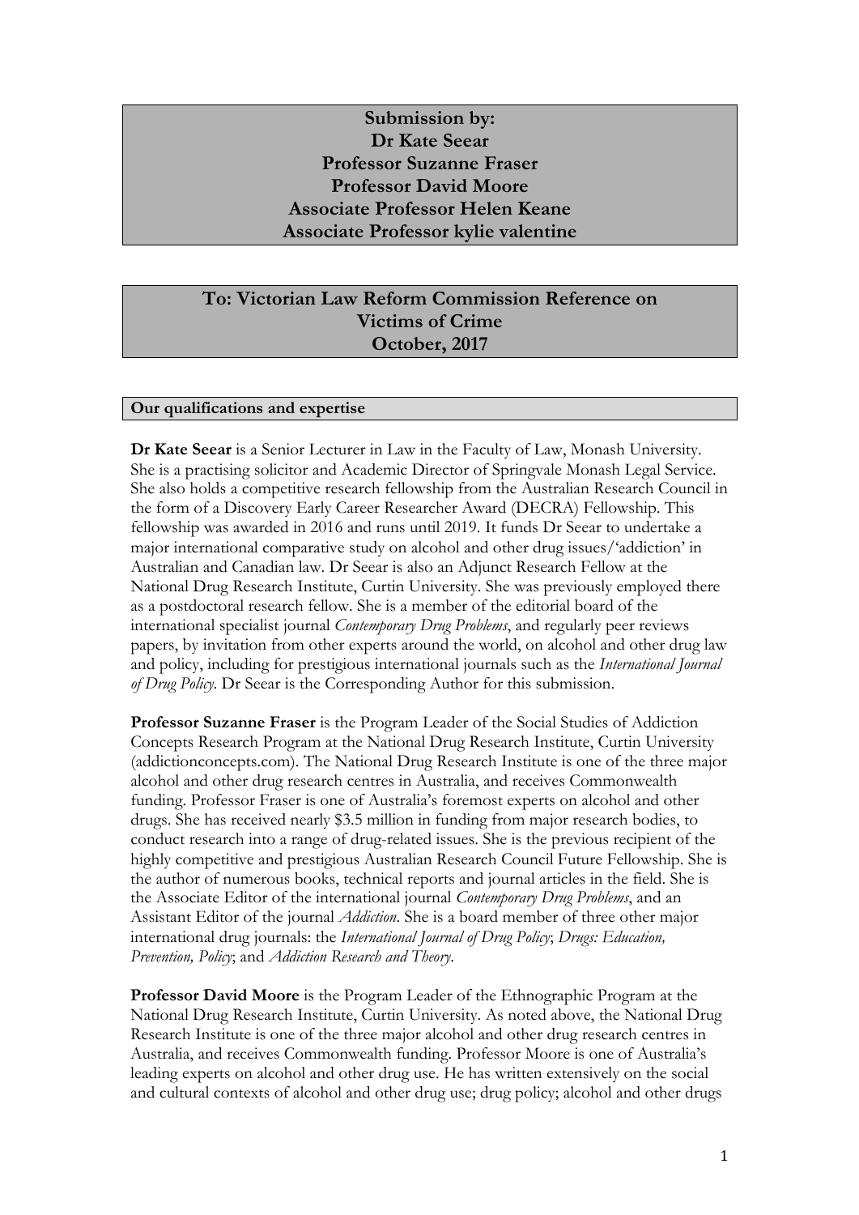**Submission by:**
**Dr Kate Seear**
**Professor Suzanne Fraser**
**Professor David Moore**
**Associate Professor Helen Keane**
**Associate Professor kylie valentine**

**To: Victorian Law Reform Commission Reference on Victims of Crime**
**October, 2017**

## Our qualifications and expertise

**Dr Kate Seear** is a Senior Lecturer in Law in the Faculty of Law, Monash University. She is a practising solicitor and Academic Director of Springvale Monash Legal Service. She also holds a competitive research fellowship from the Australian Research Council in the form of a Discovery Early Career Researcher Award (DECRA) Fellowship. This fellowship was awarded in 2016 and runs until 2019. It funds Dr Seear to undertake a major international comparative study on alcohol and other drug issues/'addiction' in Australian and Canadian law. Dr Seear is also an Adjunct Research Fellow at the National Drug Research Institute, Curtin University. She was previously employed there as a postdoctoral research fellow. She is a member of the editorial board of the international specialist journal *Contemporary Drug Problems*, and regularly peer reviews papers, by invitation from other experts around the world, on alcohol and other drug law and policy, including for prestigious international journals such as the *International Journal of Drug Policy*. Dr Seear is the Corresponding Author for this submission.

**Professor Suzanne Fraser** is the Program Leader of the Social Studies of Addiction Concepts Research Program at the National Drug Research Institute, Curtin University (addictionconcepts.com). The National Drug Research Institute is one of the three major alcohol and other drug research centres in Australia, and receives Commonwealth funding. Professor Fraser is one of Australia's foremost experts on alcohol and other drugs. She has received nearly $3.5 million in funding from major research bodies, to conduct research into a range of drug-related issues. She is the previous recipient of the highly competitive and prestigious Australian Research Council Future Fellowship. She is the author of numerous books, technical reports and journal articles in the field. She is the Associate Editor of the international journal *Contemporary Drug Problems*, and an Assistant Editor of the journal *Addiction*. She is a board member of three other major international drug journals: the *International Journal of Drug Policy*; *Drugs: Education, Prevention, Policy*; and *Addiction Research and Theory*.

**Professor David Moore** is the Program Leader of the Ethnographic Program at the National Drug Research Institute, Curtin University. As noted above, the National Drug Research Institute is one of the three major alcohol and other drug research centres in Australia, and receives Commonwealth funding. Professor Moore is one of Australia's leading experts on alcohol and other drug use. He has written extensively on the social and cultural contexts of alcohol and other drug use; drug policy; alcohol and other drugs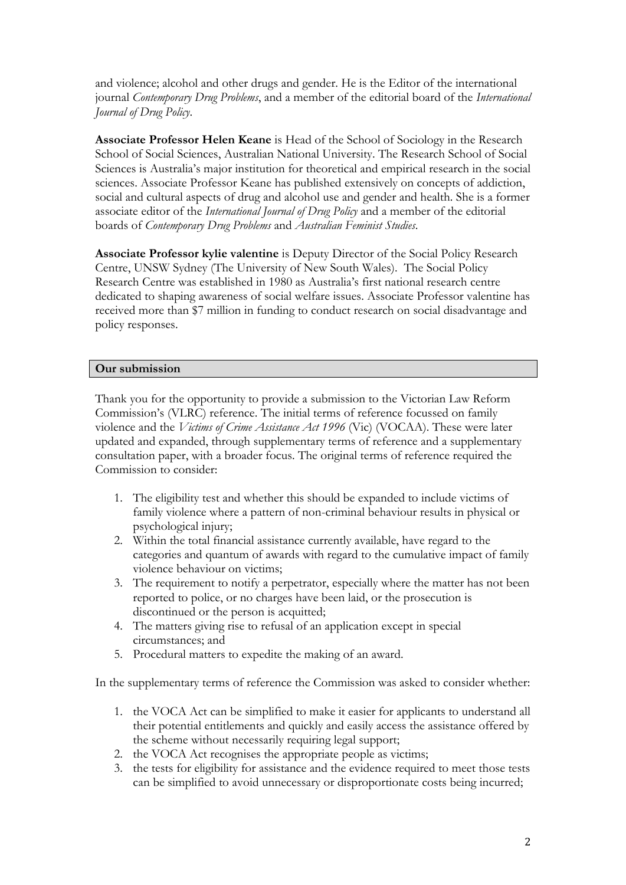and violence; alcohol and other drugs and gender. He is the Editor of the international journal *Contemporary Drug Problems*, and a member of the editorial board of the *International Journal of Drug Policy*.

**Associate Professor Helen Keane** is Head of the School of Sociology in the Research School of Social Sciences, Australian National University. The Research School of Social Sciences is Australia's major institution for theoretical and empirical research in the social sciences. Associate Professor Keane has published extensively on concepts of addiction, social and cultural aspects of drug and alcohol use and gender and health. She is a former associate editor of the *International Journal of Drug Policy* and a member of the editorial boards of *Contemporary Drug Problems* and *Australian Feminist Studies*.

**Associate Professor kylie valentine** is Deputy Director of the Social Policy Research Centre, UNSW Sydney (The University of New South Wales). The Social Policy Research Centre was established in 1980 as Australia's first national research centre dedicated to shaping awareness of social welfare issues. Associate Professor valentine has received more than $7 million in funding to conduct research on social disadvantage and policy responses.

## Our submission

Thank you for the opportunity to provide a submission to the Victorian Law Reform Commission's (VLRC) reference. The initial terms of reference focussed on family violence and the *Victims of Crime Assistance Act 1996* (Vic) (VOCAA). These were later updated and expanded, through supplementary terms of reference and a supplementary consultation paper, with a broader focus. The original terms of reference required the Commission to consider:

1. The eligibility test and whether this should be expanded to include victims of family violence where a pattern of non-criminal behaviour results in physical or psychological injury;
2. Within the total financial assistance currently available, have regard to the categories and quantum of awards with regard to the cumulative impact of family violence behaviour on victims;
3. The requirement to notify a perpetrator, especially where the matter has not been reported to police, or no charges have been laid, or the prosecution is discontinued or the person is acquitted;
4. The matters giving rise to refusal of an application except in special circumstances; and
5. Procedural matters to expedite the making of an award.

In the supplementary terms of reference the Commission was asked to consider whether:

1. the VOCA Act can be simplified to make it easier for applicants to understand all their potential entitlements and quickly and easily access the assistance offered by the scheme without necessarily requiring legal support;
2. the VOCA Act recognises the appropriate people as victims;
3. the tests for eligibility for assistance and the evidence required to meet those tests can be simplified to avoid unnecessary or disproportionate costs being incurred;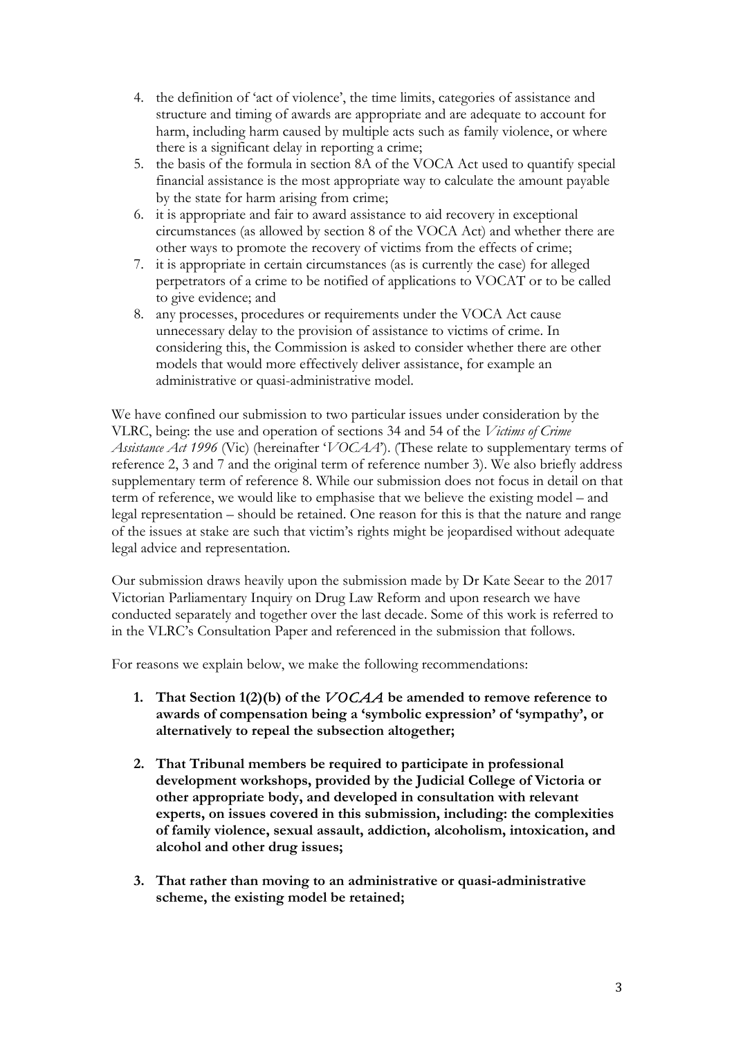4. the definition of 'act of violence', the time limits, categories of assistance and structure and timing of awards are appropriate and are adequate to account for harm, including harm caused by multiple acts such as family violence, or where there is a significant delay in reporting a crime;
5. the basis of the formula in section 8A of the VOCA Act used to quantify special financial assistance is the most appropriate way to calculate the amount payable by the state for harm arising from crime;
6. it is appropriate and fair to award assistance to aid recovery in exceptional circumstances (as allowed by section 8 of the VOCA Act) and whether there are other ways to promote the recovery of victims from the effects of crime;
7. it is appropriate in certain circumstances (as is currently the case) for alleged perpetrators of a crime to be notified of applications to VOCAT or to be called to give evidence; and
8. any processes, procedures or requirements under the VOCA Act cause unnecessary delay to the provision of assistance to victims of crime. In considering this, the Commission is asked to consider whether there are other models that would more effectively deliver assistance, for example an administrative or quasi-administrative model.

We have confined our submission to two particular issues under consideration by the VLRC, being: the use and operation of sections 34 and 54 of the *Victims of Crime Assistance Act 1996* (Vic) (hereinafter '*VOCAA*'). (These relate to supplementary terms of reference 2, 3 and 7 and the original term of reference number 3). We also briefly address supplementary term of reference 8. While our submission does not focus in detail on that term of reference, we would like to emphasise that we believe the existing model – and legal representation – should be retained. One reason for this is that the nature and range of the issues at stake are such that victim's rights might be jeopardised without adequate legal advice and representation.

Our submission draws heavily upon the submission made by Dr Kate Seear to the 2017 Victorian Parliamentary Inquiry on Drug Law Reform and upon research we have conducted separately and together over the last decade. Some of this work is referred to in the VLRC's Consultation Paper and referenced in the submission that follows.

For reasons we explain below, we make the following recommendations:

1. **That Section 1(2)(b) of the *VOCAA* be amended to remove reference to awards of compensation being a 'symbolic expression' of 'sympathy', or alternatively to repeal the subsection altogether;**

2. **That Tribunal members be required to participate in professional development workshops, provided by the Judicial College of Victoria or other appropriate body, and developed in consultation with relevant experts, on issues covered in this submission, including: the complexities of family violence, sexual assault, addiction, alcoholism, intoxication, and alcohol and other drug issues;**

3. **That rather than moving to an administrative or quasi-administrative scheme, the existing model be retained;**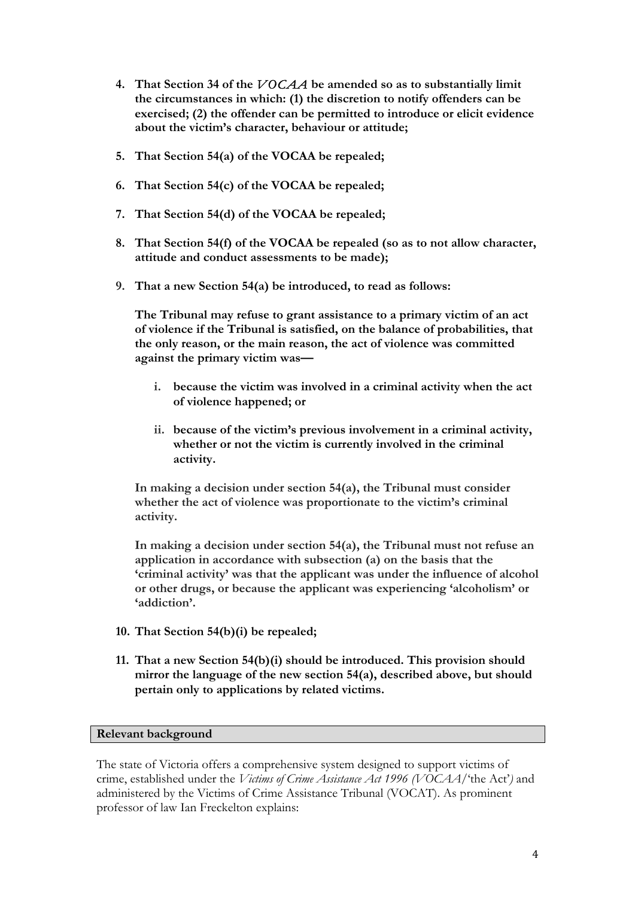4. **That Section 34 of the *VOCAA* be amended so as to substantially limit the circumstances in which: (1) the discretion to notify offenders can be exercised; (2) the offender can be permitted to introduce or elicit evidence about the victim's character, behaviour or attitude;**

5. **That Section 54(a) of the VOCAA be repealed;**

6. **That Section 54(c) of the VOCAA be repealed;**

7. **That Section 54(d) of the VOCAA be repealed;**

8. **That Section 54(f) of the VOCAA be repealed (so as to not allow character, attitude and conduct assessments to be made);**

9. **That a new Section 54(a) be introduced, to read as follows:**

   **The Tribunal may refuse to grant assistance to a primary victim of an act of violence if the Tribunal is satisfied, on the balance of probabilities, that the only reason, or the main reason, the act of violence was committed against the primary victim was—**

   i. **because the victim was involved in a criminal activity when the act of violence happened; or**

   ii. **because of the victim's previous involvement in a criminal activity, whether or not the victim is currently involved in the criminal activity.**

   **In making a decision under section 54(a), the Tribunal must consider whether the act of violence was proportionate to the victim's criminal activity.**

   **In making a decision under section 54(a), the Tribunal must not refuse an application in accordance with subsection (a) on the basis that the 'criminal activity' was that the applicant was under the influence of alcohol or other drugs, or because the applicant was experiencing 'alcoholism' or 'addiction'.**

10. **That Section 54(b)(i) be repealed;**

11. **That a new Section 54(b)(i) should be introduced. This provision should mirror the language of the new section 54(a), described above, but should pertain only to applications by related victims.**

## Relevant background

The state of Victoria offers a comprehensive system designed to support victims of crime, established under the *Victims of Crime Assistance Act 1996 (VOCAA*/'the Act'*)* and administered by the Victims of Crime Assistance Tribunal (VOCAT). As prominent professor of law Ian Freckelton explains: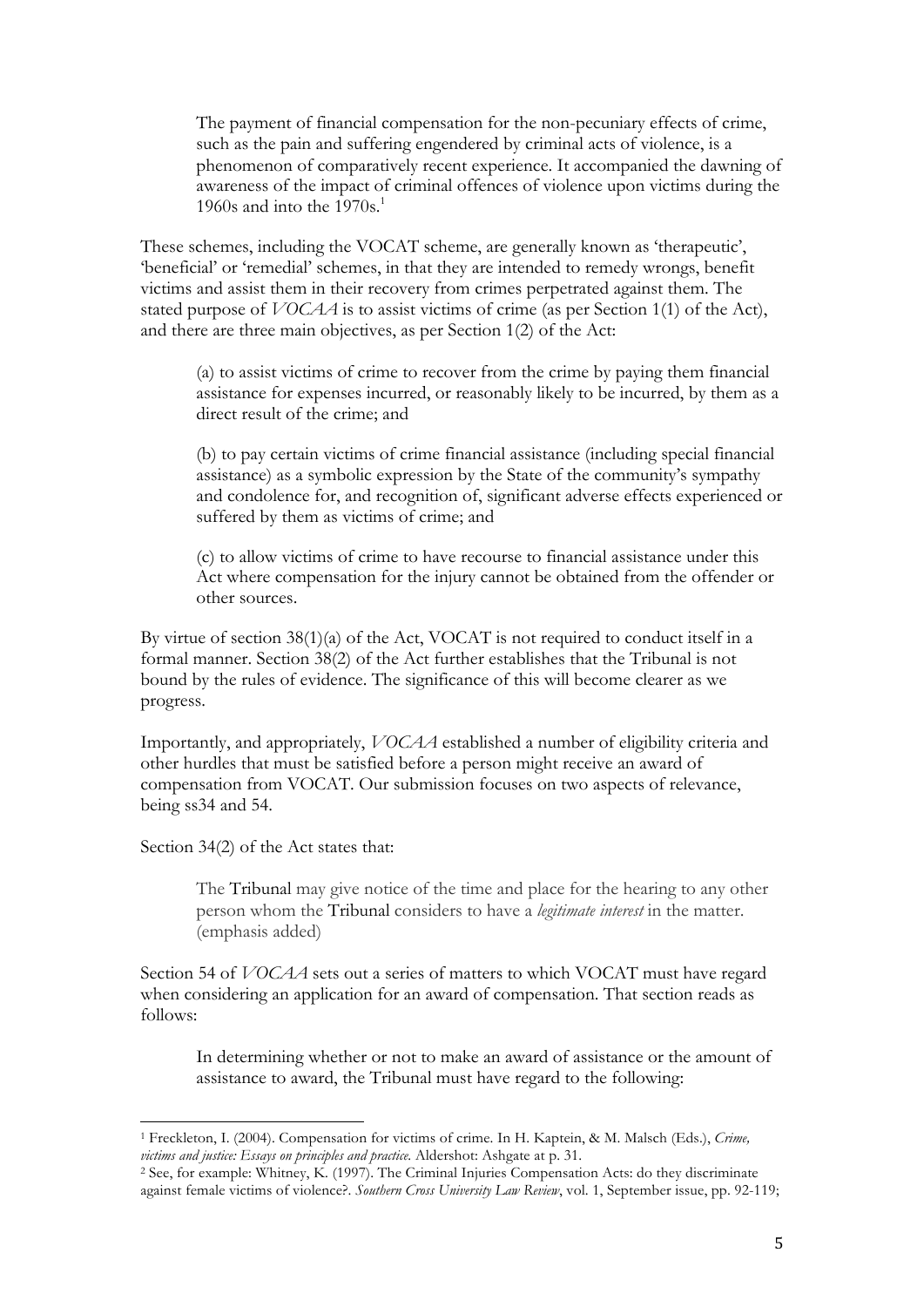> The payment of financial compensation for the non-pecuniary effects of crime, such as the pain and suffering engendered by criminal acts of violence, is a phenomenon of comparatively recent experience. It accompanied the dawning of awareness of the impact of criminal offences of violence upon victims during the 1960s and into the 1970s.[1]

These schemes, including the VOCAT scheme, are generally known as 'therapeutic', 'beneficial' or 'remedial' schemes, in that they are intended to remedy wrongs, benefit victims and assist them in their recovery from crimes perpetrated against them. The stated purpose of *VOCAA* is to assist victims of crime (as per Section 1(1) of the Act), and there are three main objectives, as per Section 1(2) of the Act:

> (a) to assist victims of crime to recover from the crime by paying them financial assistance for expenses incurred, or reasonably likely to be incurred, by them as a direct result of the crime; and
>
> (b) to pay certain victims of crime financial assistance (including special financial assistance) as a symbolic expression by the State of the community's sympathy and condolence for, and recognition of, significant adverse effects experienced or suffered by them as victims of crime; and
>
> (c) to allow victims of crime to have recourse to financial assistance under this Act where compensation for the injury cannot be obtained from the offender or other sources.

By virtue of section 38(1)(a) of the Act, VOCAT is not required to conduct itself in a formal manner. Section 38(2) of the Act further establishes that the Tribunal is not bound by the rules of evidence. The significance of this will become clearer as we progress.

Importantly, and appropriately, *VOCAA* established a number of eligibility criteria and other hurdles that must be satisfied before a person might receive an award of compensation from VOCAT. Our submission focuses on two aspects of relevance, being ss34 and 54.

Section 34(2) of the Act states that:

> The Tribunal may give notice of the time and place for the hearing to any other person whom the Tribunal considers to have a *legitimate interest* in the matter. (emphasis added)

Section 54 of *VOCAA* sets out a series of matters to which VOCAT must have regard when considering an application for an award of compensation. That section reads as follows:

> In determining whether or not to make an award of assistance or the amount of assistance to award, the Tribunal must have regard to the following:

---

[1] Freckleton, I. (2004). Compensation for victims of crime. In H. Kaptein, & M. Malsch (Eds.), *Crime, victims and justice: Essays on principles and practice*. Aldershot: Ashgate at p. 31.

[2] See, for example: Whitney, K. (1997). The Criminal Injuries Compensation Acts: do they discriminate against female victims of violence?. *Southern Cross University Law Review*, vol. 1, September issue, pp. 92-119;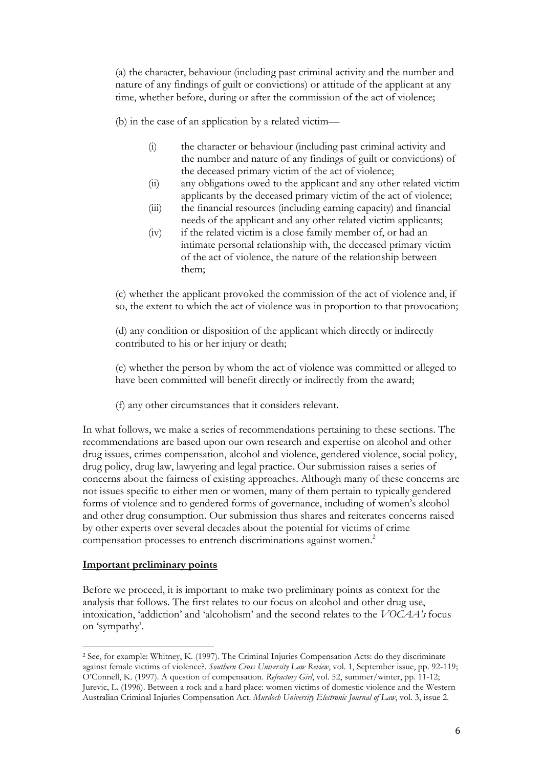(a) the character, behaviour (including past criminal activity and the number and nature of any findings of guilt or convictions) or attitude of the applicant at any time, whether before, during or after the commission of the act of violence;

(b) in the case of an application by a related victim—

- (i) the character or behaviour (including past criminal activity and the number and nature of any findings of guilt or convictions) of the deceased primary victim of the act of violence;
- (ii) any obligations owed to the applicant and any other related victim applicants by the deceased primary victim of the act of violence;
- (iii) the financial resources (including earning capacity) and financial needs of the applicant and any other related victim applicants;
- (iv) if the related victim is a close family member of, or had an intimate personal relationship with, the deceased primary victim of the act of violence, the nature of the relationship between them;

(c) whether the applicant provoked the commission of the act of violence and, if so, the extent to which the act of violence was in proportion to that provocation;

(d) any condition or disposition of the applicant which directly or indirectly contributed to his or her injury or death;

(e) whether the person by whom the act of violence was committed or alleged to have been committed will benefit directly or indirectly from the award;

(f) any other circumstances that it considers relevant.

In what follows, we make a series of recommendations pertaining to these sections. The recommendations are based upon our own research and expertise on alcohol and other drug issues, crimes compensation, alcohol and violence, gendered violence, social policy, drug policy, drug law, lawyering and legal practice. Our submission raises a series of concerns about the fairness of existing approaches. Although many of these concerns are not issues specific to either men or women, many of them pertain to typically gendered forms of violence and to gendered forms of governance, including of women's alcohol and other drug consumption. Our submission thus shares and reiterates concerns raised by other experts over several decades about the potential for victims of crime compensation processes to entrench discriminations against women.[2]

## Important preliminary points

Before we proceed, it is important to make two preliminary points as context for the analysis that follows. The first relates to our focus on alcohol and other drug use, intoxication, 'addiction' and 'alcoholism' and the second relates to the *VOCAA's* focus on 'sympathy'.

---

[2] See, for example: Whitney, K. (1997). The Criminal Injuries Compensation Acts: do they discriminate against female victims of violence?. *Southern Cross University Law Review*, vol. 1, September issue, pp. 92-119; O'Connell, K. (1997). A question of compensation. *Refractory Girl*, vol. 52, summer/winter, pp. 11-12; Jurevic, L. (1996). Between a rock and a hard place: women victims of domestic violence and the Western Australian Criminal Injuries Compensation Act. *Murdoch University Electronic Journal of Law*, vol. 3, issue 2.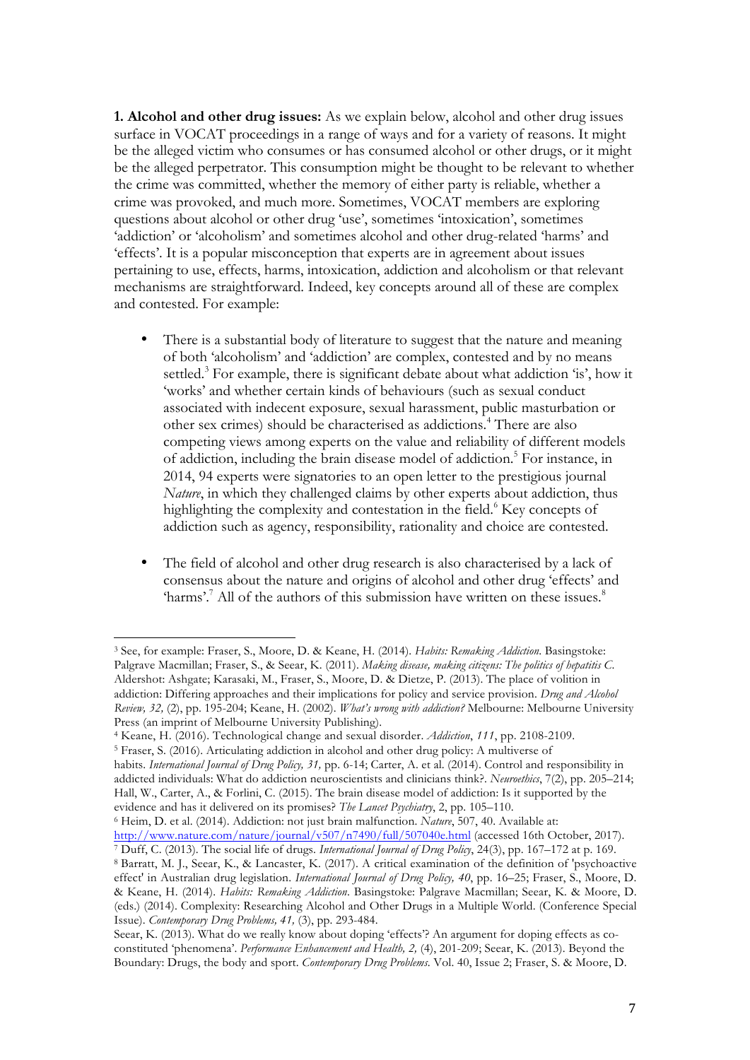**1. Alcohol and other drug issues:** As we explain below, alcohol and other drug issues surface in VOCAT proceedings in a range of ways and for a variety of reasons. It might be the alleged victim who consumes or has consumed alcohol or other drugs, or it might be the alleged perpetrator. This consumption might be thought to be relevant to whether the crime was committed, whether the memory of either party is reliable, whether a crime was provoked, and much more. Sometimes, VOCAT members are exploring questions about alcohol or other drug 'use', sometimes 'intoxication', sometimes 'addiction' or 'alcoholism' and sometimes alcohol and other drug-related 'harms' and 'effects'. It is a popular misconception that experts are in agreement about issues pertaining to use, effects, harms, intoxication, addiction and alcoholism or that relevant mechanisms are straightforward. Indeed, key concepts around all of these are complex and contested. For example:

- There is a substantial body of literature to suggest that the nature and meaning of both 'alcoholism' and 'addiction' are complex, contested and by no means settled.[3] For example, there is significant debate about what addiction 'is', how it 'works' and whether certain kinds of behaviours (such as sexual conduct associated with indecent exposure, sexual harassment, public masturbation or other sex crimes) should be characterised as addictions.[4] There are also competing views among experts on the value and reliability of different models of addiction, including the brain disease model of addiction.[5] For instance, in 2014, 94 experts were signatories to an open letter to the prestigious journal *Nature*, in which they challenged claims by other experts about addiction, thus highlighting the complexity and contestation in the field.[6] Key concepts of addiction such as agency, responsibility, rationality and choice are contested.

- The field of alcohol and other drug research is also characterised by a lack of consensus about the nature and origins of alcohol and other drug 'effects' and 'harms'.[7] All of the authors of this submission have written on these issues.[8]

---

[3] See, for example: Fraser, S., Moore, D. & Keane, H. (2014). *Habits: Remaking Addiction*. Basingstoke: Palgrave Macmillan; Fraser, S., & Seear, K. (2011). *Making disease, making citizens: The politics of hepatitis C*. Aldershot: Ashgate; Karasaki, M., Fraser, S., Moore, D. & Dietze, P. (2013). The place of volition in addiction: Differing approaches and their implications for policy and service provision. *Drug and Alcohol Review, 32,* (2), pp. 195-204; Keane, H. (2002). *What's wrong with addiction?* Melbourne: Melbourne University Press (an imprint of Melbourne University Publishing).

[4] Keane, H. (2016). Technological change and sexual disorder. *Addiction*, *111*, pp. 2108-2109.

[5] Fraser, S. (2016). Articulating addiction in alcohol and other drug policy: A multiverse of habits. *International Journal of Drug Policy, 31,* pp. 6-14; Carter, A. et al. (2014). Control and responsibility in addicted individuals: What do addiction neuroscientists and clinicians think?. *Neuroethics*, 7(2), pp. 205–214; Hall, W., Carter, A., & Forlini, C. (2015). The brain disease model of addiction: Is it supported by the evidence and has it delivered on its promises? *The Lancet Psychiatry*, 2, pp. 105–110.

[6] Heim, D. et al. (2014). Addiction: not just brain malfunction. *Nature*, 507, 40. Available at: http://www.nature.com/nature/journal/v507/n7490/full/507040e.html (accessed 16th October, 2017).

[7] Duff, C. (2013). The social life of drugs. *International Journal of Drug Policy*, 24(3), pp. 167–172 at p. 169.

[8] Barratt, M. J., Seear, K., & Lancaster, K. (2017). A critical examination of the definition of 'psychoactive effect' in Australian drug legislation. *International Journal of Drug Policy, 40*, pp. 16–25; Fraser, S., Moore, D. & Keane, H. (2014). *Habits: Remaking Addiction*. Basingstoke: Palgrave Macmillan; Seear, K. & Moore, D. (eds.) (2014). Complexity: Researching Alcohol and Other Drugs in a Multiple World. (Conference Special Issue). *Contemporary Drug Problems, 41,* (3), pp. 293-484.

Seear, K. (2013). What do we really know about doping 'effects'? An argument for doping effects as co-constituted 'phenomena'. *Performance Enhancement and Health, 2,* (4), 201-209; Seear, K. (2013). Beyond the Boundary: Drugs, the body and sport. *Contemporary Drug Problems.* Vol. 40, Issue 2; Fraser, S. & Moore, D.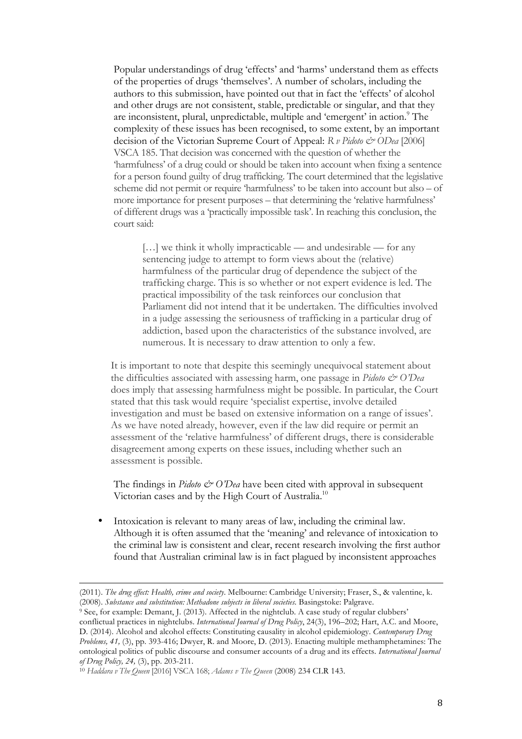Popular understandings of drug 'effects' and 'harms' understand them as effects of the properties of drugs 'themselves'. A number of scholars, including the authors to this submission, have pointed out that in fact the 'effects' of alcohol and other drugs are not consistent, stable, predictable or singular, and that they are inconsistent, plural, unpredictable, multiple and 'emergent' in action.[9] The complexity of these issues has been recognised, to some extent, by an important decision of the Victorian Supreme Court of Appeal: *R v Pidoto & ODea* [2006] VSCA 185. That decision was concerned with the question of whether the 'harmfulness' of a drug could or should be taken into account when fixing a sentence for a person found guilty of drug trafficking. The court determined that the legislative scheme did not permit or require 'harmfulness' to be taken into account but also – of more importance for present purposes – that determining the 'relative harmfulness' of different drugs was a 'practically impossible task'. In reaching this conclusion, the court said:

> […] we think it wholly impracticable — and undesirable — for any sentencing judge to attempt to form views about the (relative) harmfulness of the particular drug of dependence the subject of the trafficking charge. This is so whether or not expert evidence is led. The practical impossibility of the task reinforces our conclusion that Parliament did not intend that it be undertaken. The difficulties involved in a judge assessing the seriousness of trafficking in a particular drug of addiction, based upon the characteristics of the substance involved, are numerous. It is necessary to draw attention to only a few.

It is important to note that despite this seemingly unequivocal statement about the difficulties associated with assessing harm, one passage in *Pidoto & O'Dea* does imply that assessing harmfulness might be possible. In particular, the Court stated that this task would require 'specialist expertise, involve detailed investigation and must be based on extensive information on a range of issues'. As we have noted already, however, even if the law did require or permit an assessment of the 'relative harmfulness' of different drugs, there is considerable disagreement among experts on these issues, including whether such an assessment is possible.

The findings in *Pidoto & O'Dea* have been cited with approval in subsequent Victorian cases and by the High Court of Australia.[10]

- Intoxication is relevant to many areas of law, including the criminal law. Although it is often assumed that the 'meaning' and relevance of intoxication to the criminal law is consistent and clear, recent research involving the first author found that Australian criminal law is in fact plagued by inconsistent approaches

---

(2011). *The drug effect: Health, crime and society*. Melbourne: Cambridge University; Fraser, S., & valentine, k. (2008). *Substance and substitution: Methadone subjects in liberal societies*. Basingstoke: Palgrave.

[9] See, for example: Demant, J. (2013). Affected in the nightclub. A case study of regular clubbers' conflictual practices in nightclubs. *International Journal of Drug Policy*, 24(3), 196–202; Hart, A.C. and Moore, D. (2014). Alcohol and alcohol effects: Constituting causality in alcohol epidemiology. *Contemporary Drug Problems, 41,* (3), pp. 393-416; Dwyer, R. and Moore, D. (2013). Enacting multiple methamphetamines: The ontological politics of public discourse and consumer accounts of a drug and its effects. *International Journal of Drug Policy, 24,* (3), pp. 203-211.

[10] *Haddara v The Queen* [2016] VSCA 168; *Adams v The Queen* (2008) 234 CLR 143.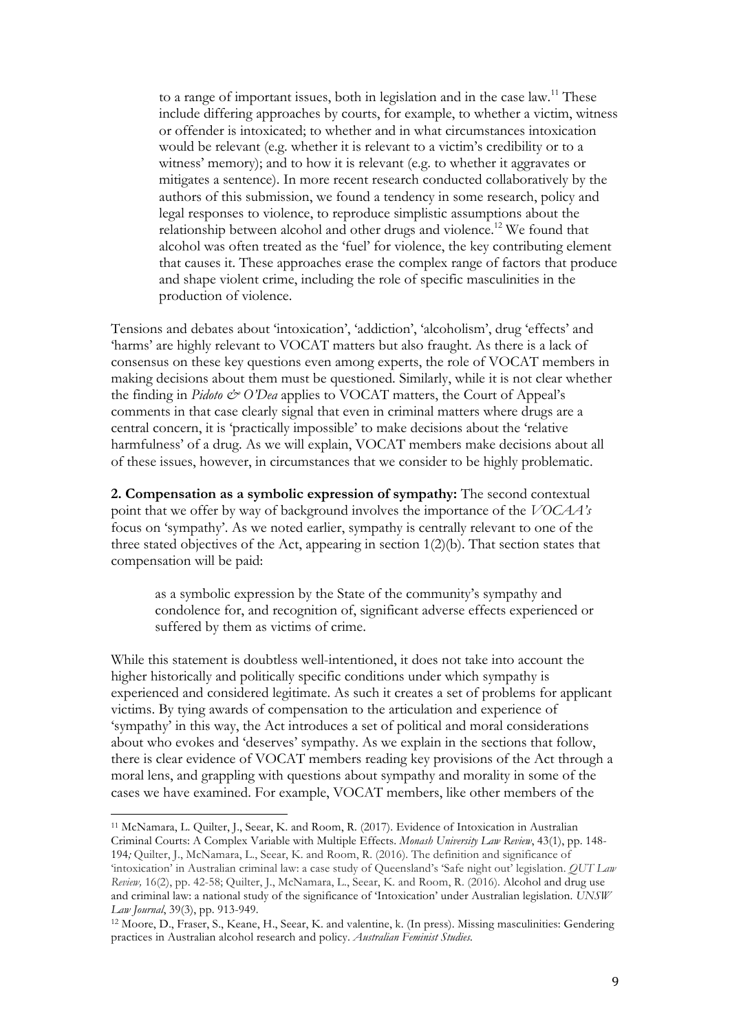> to a range of important issues, both in legislation and in the case law.[11] These include differing approaches by courts, for example, to whether a victim, witness or offender is intoxicated; to whether and in what circumstances intoxication would be relevant (e.g. whether it is relevant to a victim's credibility or to a witness' memory); and to how it is relevant (e.g. to whether it aggravates or mitigates a sentence). In more recent research conducted collaboratively by the authors of this submission, we found a tendency in some research, policy and legal responses to violence, to reproduce simplistic assumptions about the relationship between alcohol and other drugs and violence.[12] We found that alcohol was often treated as the 'fuel' for violence, the key contributing element that causes it. These approaches erase the complex range of factors that produce and shape violent crime, including the role of specific masculinities in the production of violence.

Tensions and debates about 'intoxication', 'addiction', 'alcoholism', drug 'effects' and 'harms' are highly relevant to VOCAT matters but also fraught. As there is a lack of consensus on these key questions even among experts, the role of VOCAT members in making decisions about them must be questioned. Similarly, while it is not clear whether the finding in *Pidoto & O'Dea* applies to VOCAT matters, the Court of Appeal's comments in that case clearly signal that even in criminal matters where drugs are a central concern, it is 'practically impossible' to make decisions about the 'relative harmfulness' of a drug. As we will explain, VOCAT members make decisions about all of these issues, however, in circumstances that we consider to be highly problematic.

**2. Compensation as a symbolic expression of sympathy:** The second contextual point that we offer by way of background involves the importance of the *VOCAA's* focus on 'sympathy'. As we noted earlier, sympathy is centrally relevant to one of the three stated objectives of the Act, appearing in section 1(2)(b). That section states that compensation will be paid:

> as a symbolic expression by the State of the community's sympathy and condolence for, and recognition of, significant adverse effects experienced or suffered by them as victims of crime.

While this statement is doubtless well-intentioned, it does not take into account the higher historically and politically specific conditions under which sympathy is experienced and considered legitimate. As such it creates a set of problems for applicant victims. By tying awards of compensation to the articulation and experience of 'sympathy' in this way, the Act introduces a set of political and moral considerations about who evokes and 'deserves' sympathy. As we explain in the sections that follow, there is clear evidence of VOCAT members reading key provisions of the Act through a moral lens, and grappling with questions about sympathy and morality in some of the cases we have examined. For example, VOCAT members, like other members of the

---

[11] McNamara, L. Quilter, J., Seear, K. and Room, R. (2017). Evidence of Intoxication in Australian Criminal Courts: A Complex Variable with Multiple Effects. *Monash University Law Review*, 43(1), pp. 148-194*;* Quilter, J., McNamara, L., Seear, K. and Room, R. (2016). The definition and significance of 'intoxication' in Australian criminal law: a case study of Queensland's 'Safe night out' legislation. *QUT Law Review,* 16(2), pp. 42-58; Quilter, J., McNamara, L., Seear, K. and Room, R. (2016). Alcohol and drug use and criminal law: a national study of the significance of 'Intoxication' under Australian legislation. *UNSW Law Journal*, 39(3), pp. 913-949.

[12] Moore, D., Fraser, S., Keane, H., Seear, K. and valentine, k. (In press). Missing masculinities: Gendering practices in Australian alcohol research and policy. *Australian Feminist Studies*.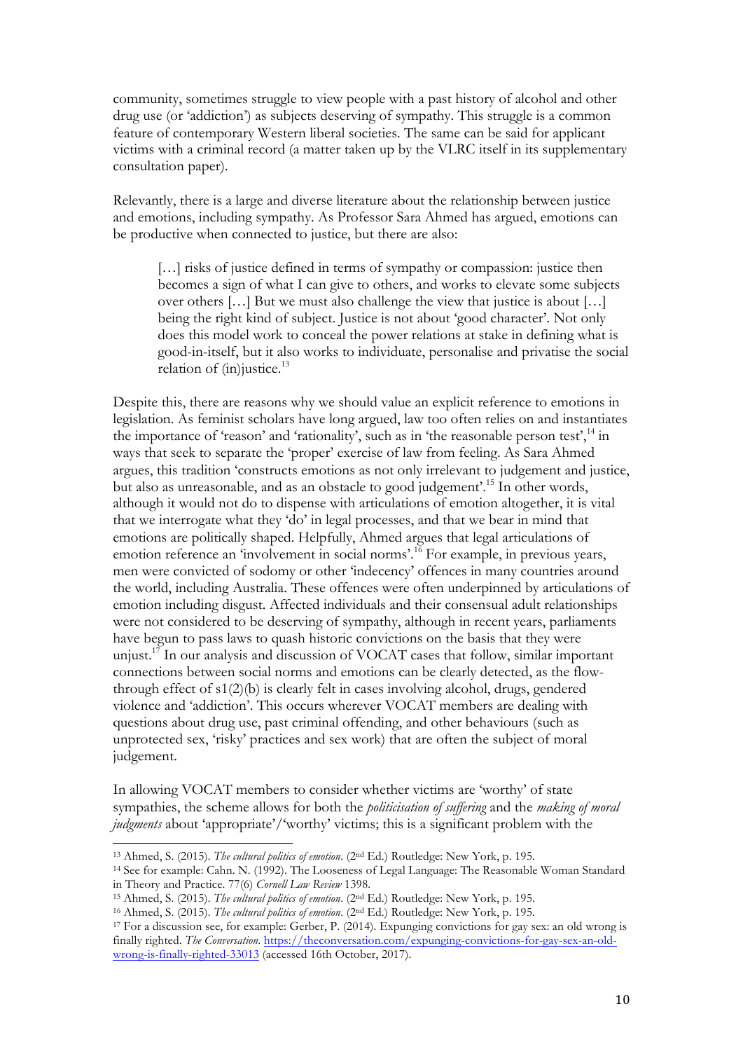community, sometimes struggle to view people with a past history of alcohol and other drug use (or 'addiction') as subjects deserving of sympathy. This struggle is a common feature of contemporary Western liberal societies. The same can be said for applicant victims with a criminal record (a matter taken up by the VLRC itself in its supplementary consultation paper).

Relevantly, there is a large and diverse literature about the relationship between justice and emotions, including sympathy. As Professor Sara Ahmed has argued, emotions can be productive when connected to justice, but there are also:

> […] risks of justice defined in terms of sympathy or compassion: justice then becomes a sign of what I can give to others, and works to elevate some subjects over others […] But we must also challenge the view that justice is about […] being the right kind of subject. Justice is not about 'good character'. Not only does this model work to conceal the power relations at stake in defining what is good-in-itself, but it also works to individuate, personalise and privatise the social relation of (in)justice.[13]

Despite this, there are reasons why we should value an explicit reference to emotions in legislation. As feminist scholars have long argued, law too often relies on and instantiates the importance of 'reason' and 'rationality', such as in 'the reasonable person test',[14] in ways that seek to separate the 'proper' exercise of law from feeling. As Sara Ahmed argues, this tradition 'constructs emotions as not only irrelevant to judgement and justice, but also as unreasonable, and as an obstacle to good judgement'.[15] In other words, although it would not do to dispense with articulations of emotion altogether, it is vital that we interrogate what they 'do' in legal processes, and that we bear in mind that emotions are politically shaped. Helpfully, Ahmed argues that legal articulations of emotion reference an 'involvement in social norms'.[16] For example, in previous years, men were convicted of sodomy or other 'indecency' offences in many countries around the world, including Australia. These offences were often underpinned by articulations of emotion including disgust. Affected individuals and their consensual adult relationships were not considered to be deserving of sympathy, although in recent years, parliaments have begun to pass laws to quash historic convictions on the basis that they were unjust.[17] In our analysis and discussion of VOCAT cases that follow, similar important connections between social norms and emotions can be clearly detected, as the flow-through effect of s1(2)(b) is clearly felt in cases involving alcohol, drugs, gendered violence and 'addiction'. This occurs wherever VOCAT members are dealing with questions about drug use, past criminal offending, and other behaviours (such as unprotected sex, 'risky' practices and sex work) that are often the subject of moral judgement.

In allowing VOCAT members to consider whether victims are 'worthy' of state sympathies, the scheme allows for both the *politicisation of suffering* and the *making of moral judgments* about 'appropriate'/'worthy' victims; this is a significant problem with the

---

[13] Ahmed, S. (2015). *The cultural politics of emotion*. (2nd Ed.) Routledge: New York, p. 195.

[14] See for example: Cahn. N. (1992). The Looseness of Legal Language: The Reasonable Woman Standard in Theory and Practice. 77(6) *Cornell Law Review* 1398.

[15] Ahmed, S. (2015). *The cultural politics of emotion*. (2nd Ed.) Routledge: New York, p. 195.

[16] Ahmed, S. (2015). *The cultural politics of emotion*. (2nd Ed.) Routledge: New York, p. 195.

[17] For a discussion see, for example: Gerber, P. (2014). Expunging convictions for gay sex: an old wrong is finally righted. *The Conversation*. https://theconversation.com/expunging-convictions-for-gay-sex-an-old-wrong-is-finally-righted-33013 (accessed 16th October, 2017).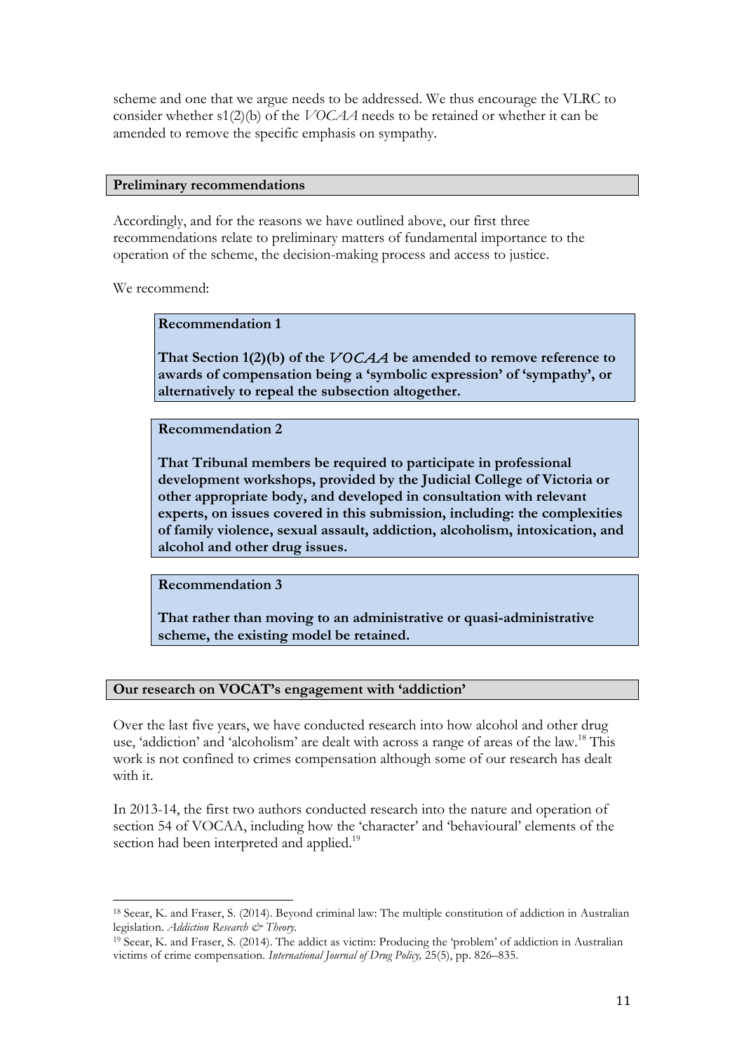scheme and one that we argue needs to be addressed. We thus encourage the VLRC to consider whether s1(2)(b) of the *VOCAA* needs to be retained or whether it can be amended to remove the specific emphasis on sympathy.

## Preliminary recommendations

Accordingly, and for the reasons we have outlined above, our first three recommendations relate to preliminary matters of fundamental importance to the operation of the scheme, the decision-making process and access to justice.

We recommend:

> **Recommendation 1**
>
> **That Section 1(2)(b) of the *VOCAA* be amended to remove reference to awards of compensation being a 'symbolic expression' of 'sympathy', or alternatively to repeal the subsection altogether.**

> **Recommendation 2**
>
> **That Tribunal members be required to participate in professional development workshops, provided by the Judicial College of Victoria or other appropriate body, and developed in consultation with relevant experts, on issues covered in this submission, including: the complexities of family violence, sexual assault, addiction, alcoholism, intoxication, and alcohol and other drug issues.**

> **Recommendation 3**
>
> **That rather than moving to an administrative or quasi-administrative scheme, the existing model be retained.**

## Our research on VOCAT's engagement with 'addiction'

Over the last five years, we have conducted research into how alcohol and other drug use, 'addiction' and 'alcoholism' are dealt with across a range of areas of the law.[18] This work is not confined to crimes compensation although some of our research has dealt with it.

In 2013-14, the first two authors conducted research into the nature and operation of section 54 of VOCAA, including how the 'character' and 'behavioural' elements of the section had been interpreted and applied.[19]

---

[18] Seear, K. and Fraser, S. (2014). Beyond criminal law: The multiple constitution of addiction in Australian legislation. *Addiction Research & Theory*.

[19] Seear, K. and Fraser, S. (2014). The addict as victim: Producing the 'problem' of addiction in Australian victims of crime compensation. *International Journal of Drug Policy,* 25(5), pp. 826–835.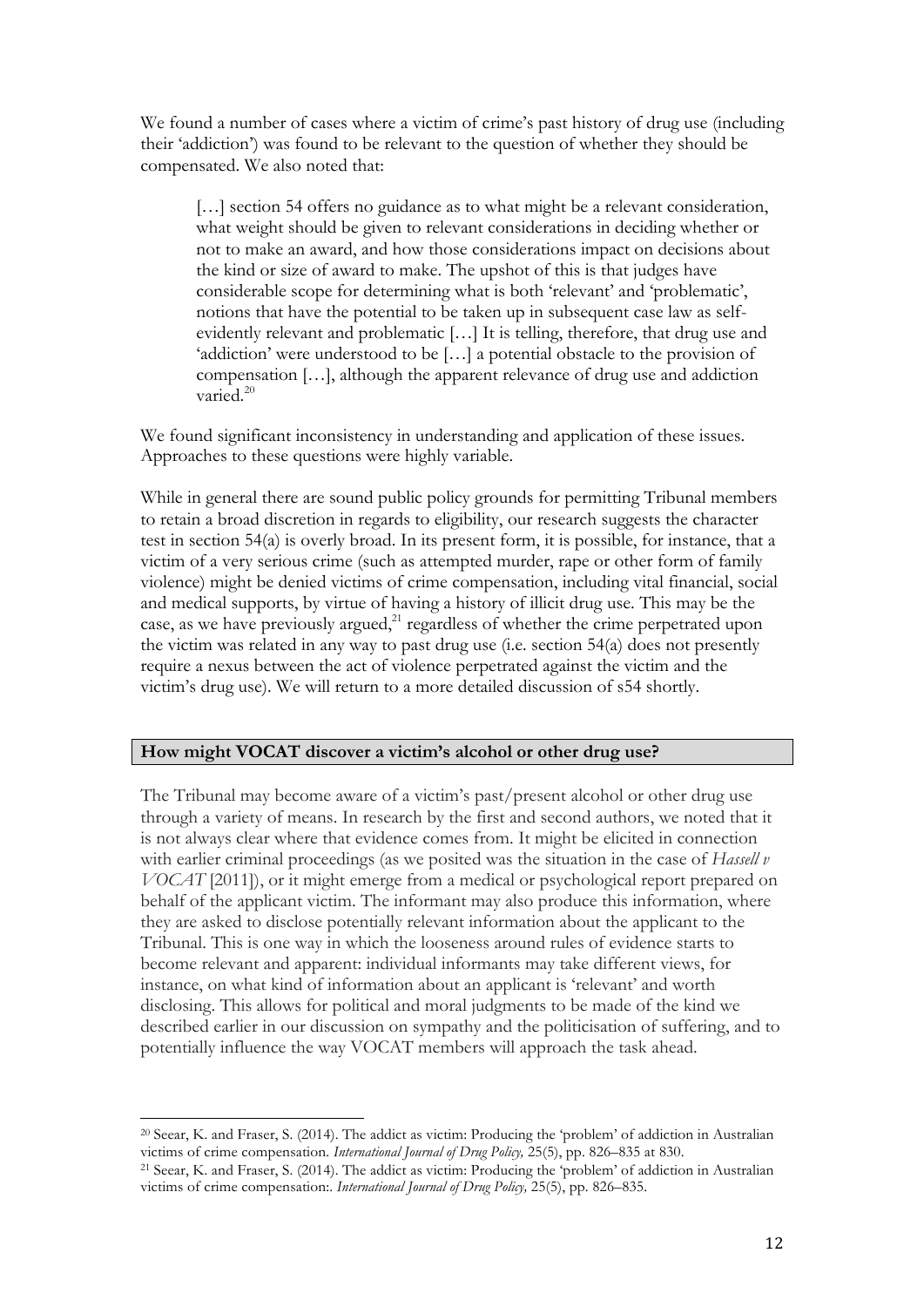We found a number of cases where a victim of crime's past history of drug use (including their 'addiction') was found to be relevant to the question of whether they should be compensated. We also noted that:

> […] section 54 offers no guidance as to what might be a relevant consideration, what weight should be given to relevant considerations in deciding whether or not to make an award, and how those considerations impact on decisions about the kind or size of award to make. The upshot of this is that judges have considerable scope for determining what is both 'relevant' and 'problematic', notions that have the potential to be taken up in subsequent case law as self-evidently relevant and problematic […] It is telling, therefore, that drug use and 'addiction' were understood to be […] a potential obstacle to the provision of compensation […], although the apparent relevance of drug use and addiction varied.[20]

We found significant inconsistency in understanding and application of these issues. Approaches to these questions were highly variable.

While in general there are sound public policy grounds for permitting Tribunal members to retain a broad discretion in regards to eligibility, our research suggests the character test in section 54(a) is overly broad. In its present form, it is possible, for instance, that a victim of a very serious crime (such as attempted murder, rape or other form of family violence) might be denied victims of crime compensation, including vital financial, social and medical supports, by virtue of having a history of illicit drug use. This may be the case, as we have previously argued,[21] regardless of whether the crime perpetrated upon the victim was related in any way to past drug use (i.e. section 54(a) does not presently require a nexus between the act of violence perpetrated against the victim and the victim's drug use). We will return to a more detailed discussion of s54 shortly.

## How might VOCAT discover a victim's alcohol or other drug use?

The Tribunal may become aware of a victim's past/present alcohol or other drug use through a variety of means. In research by the first and second authors, we noted that it is not always clear where that evidence comes from. It might be elicited in connection with earlier criminal proceedings (as we posited was the situation in the case of *Hassell v VOCAT* [2011]), or it might emerge from a medical or psychological report prepared on behalf of the applicant victim. The informant may also produce this information, where they are asked to disclose potentially relevant information about the applicant to the Tribunal. This is one way in which the looseness around rules of evidence starts to become relevant and apparent: individual informants may take different views, for instance, on what kind of information about an applicant is 'relevant' and worth disclosing. This allows for political and moral judgments to be made of the kind we described earlier in our discussion on sympathy and the politicisation of suffering, and to potentially influence the way VOCAT members will approach the task ahead.

---

[20] Seear, K. and Fraser, S. (2014). The addict as victim: Producing the 'problem' of addiction in Australian victims of crime compensation. *International Journal of Drug Policy,* 25(5), pp. 826–835 at 830.

[21] Seear, K. and Fraser, S. (2014). The addict as victim: Producing the 'problem' of addiction in Australian victims of crime compensation:. *International Journal of Drug Policy,* 25(5), pp. 826–835.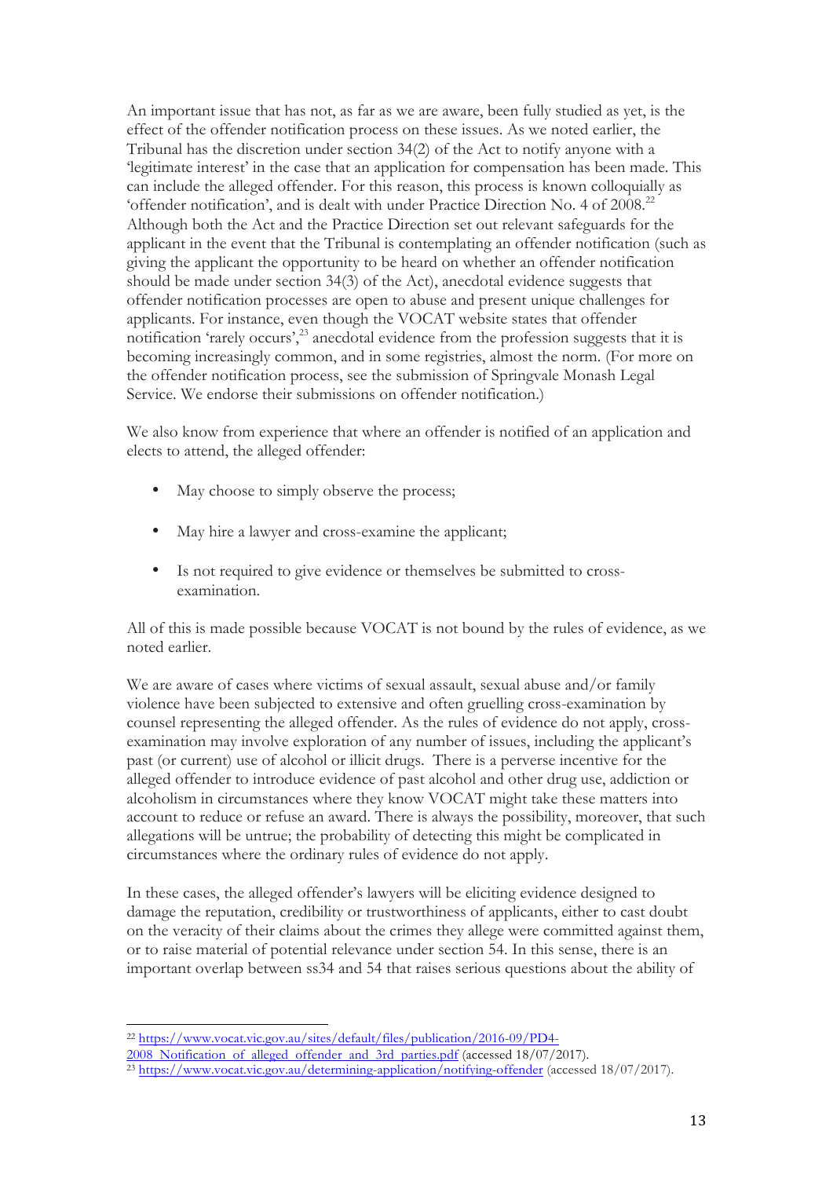An important issue that has not, as far as we are aware, been fully studied as yet, is the effect of the offender notification process on these issues. As we noted earlier, the Tribunal has the discretion under section 34(2) of the Act to notify anyone with a 'legitimate interest' in the case that an application for compensation has been made. This can include the alleged offender. For this reason, this process is known colloquially as 'offender notification', and is dealt with under Practice Direction No. 4 of 2008.[22] Although both the Act and the Practice Direction set out relevant safeguards for the applicant in the event that the Tribunal is contemplating an offender notification (such as giving the applicant the opportunity to be heard on whether an offender notification should be made under section 34(3) of the Act), anecdotal evidence suggests that offender notification processes are open to abuse and present unique challenges for applicants. For instance, even though the VOCAT website states that offender notification 'rarely occurs',[23] anecdotal evidence from the profession suggests that it is becoming increasingly common, and in some registries, almost the norm. (For more on the offender notification process, see the submission of Springvale Monash Legal Service. We endorse their submissions on offender notification.)

We also know from experience that where an offender is notified of an application and elects to attend, the alleged offender:

- May choose to simply observe the process;
- May hire a lawyer and cross-examine the applicant;
- Is not required to give evidence or themselves be submitted to cross-examination.

All of this is made possible because VOCAT is not bound by the rules of evidence, as we noted earlier.

We are aware of cases where victims of sexual assault, sexual abuse and/or family violence have been subjected to extensive and often gruelling cross-examination by counsel representing the alleged offender. As the rules of evidence do not apply, cross-examination may involve exploration of any number of issues, including the applicant's past (or current) use of alcohol or illicit drugs. There is a perverse incentive for the alleged offender to introduce evidence of past alcohol and other drug use, addiction or alcoholism in circumstances where they know VOCAT might take these matters into account to reduce or refuse an award. There is always the possibility, moreover, that such allegations will be untrue; the probability of detecting this might be complicated in circumstances where the ordinary rules of evidence do not apply.

In these cases, the alleged offender's lawyers will be eliciting evidence designed to damage the reputation, credibility or trustworthiness of applicants, either to cast doubt on the veracity of their claims about the crimes they allege were committed against them, or to raise material of potential relevance under section 54. In this sense, there is an important overlap between ss34 and 54 that raises serious questions about the ability of

---

[22] https://www.vocat.vic.gov.au/sites/default/files/publication/2016-09/PD4-2008_Notification_of_alleged_offender_and_3rd_parties.pdf (accessed 18/07/2017).

[23] https://www.vocat.vic.gov.au/determining-application/notifying-offender (accessed 18/07/2017).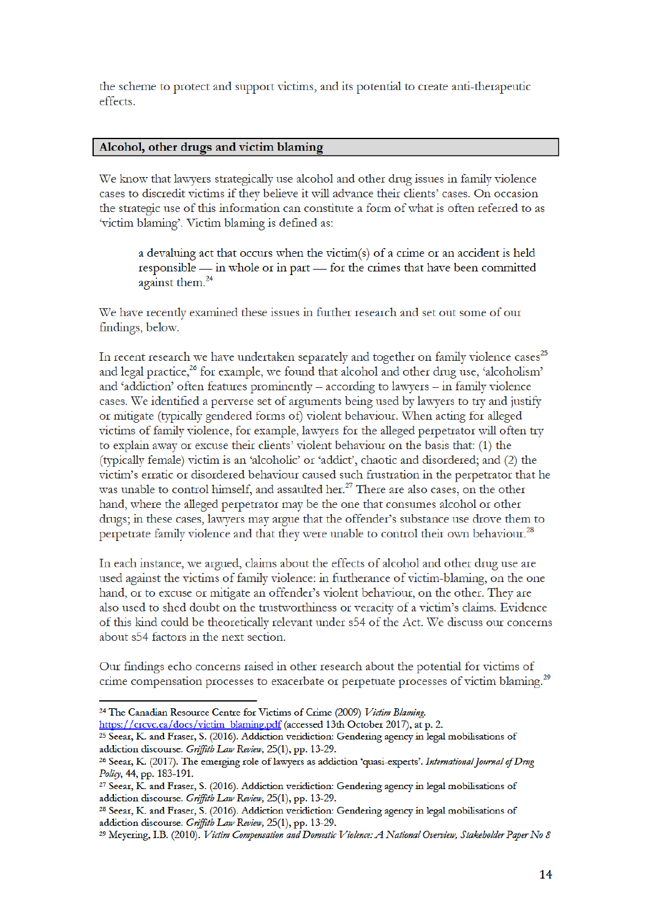the scheme to protect and support victims, and its potential to create anti-therapeutic effects.

## Alcohol, other drugs and victim blaming

We know that lawyers strategically use alcohol and other drug issues in family violence cases to discredit victims if they believe it will advance their clients' cases. On occasion the strategic use of this information can constitute a form of what is often referred to as 'victim blaming'. Victim blaming is defined as:

> a devaluing act that occurs when the victim(s) of a crime or an accident is held responsible — in whole or in part — for the crimes that have been committed against them.[24]

We have recently examined these issues in further research and set out some of our findings, below.

In recent research we have undertaken separately and together on family violence cases[25] and legal practice,[26] for example, we found that alcohol and other drug use, 'alcoholism' and 'addiction' often features prominently – according to lawyers – in family violence cases. We identified a perverse set of arguments being used by lawyers to try and justify or mitigate (typically gendered forms of) violent behaviour. When acting for alleged victims of family violence, for example, lawyers for the alleged perpetrator will often try to explain away or excuse their clients' violent behaviour on the basis that: (1) the (typically female) victim is an 'alcoholic' or 'addict', chaotic and disordered; and (2) the victim's erratic or disordered behaviour caused such frustration in the perpetrator that he was unable to control himself, and assaulted her.[27] There are also cases, on the other hand, where the alleged perpetrator may be the one that consumes alcohol or other drugs; in these cases, lawyers may argue that the offender's substance use drove them to perpetrate family violence and that they were unable to control their own behaviour.[28]

In each instance, we argued, claims about the effects of alcohol and other drug use are used against the victims of family violence: in furtherance of victim-blaming, on the one hand, or to excuse or mitigate an offender's violent behaviour, on the other. They are also used to shed doubt on the trustworthiness or veracity of a victim's claims. Evidence of this kind could be theoretically relevant under s54 of the Act. We discuss our concerns about s54 factors in the next section.

Our findings echo concerns raised in other research about the potential for victims of crime compensation processes to exacerbate or perpetuate processes of victim blaming.[29]

---

[24] The Canadian Resource Centre for Victims of Crime (2009) *Victim Blaming*. https://crcvc.ca/docs/victim_blaming.pdf (accessed 13th October 2017), at p. 2.

[25] Seear, K. and Fraser, S. (2016). Addiction veridiction: Gendering agency in legal mobilisations of addiction discourse. *Griffith Law Review*, 25(1), pp. 13-29.

[26] Seear, K. (2017). The emerging role of lawyers as addiction 'quasi-experts'. *International Journal of Drug Policy*, 44, pp. 183-191.

[27] Seear, K. and Fraser, S. (2016). Addiction veridiction: Gendering agency in legal mobilisations of addiction discourse. *Griffith Law Review*, 25(1), pp. 13-29.

[28] Seear, K. and Fraser, S. (2016). Addiction veridiction: Gendering agency in legal mobilisations of addiction discourse. *Griffith Law Review*, 25(1), pp. 13-29.

[29] Meyering, I.B. (2010). *Victim Compensation and Domestic Violence: A National Overview, Stakeholder Paper No 8*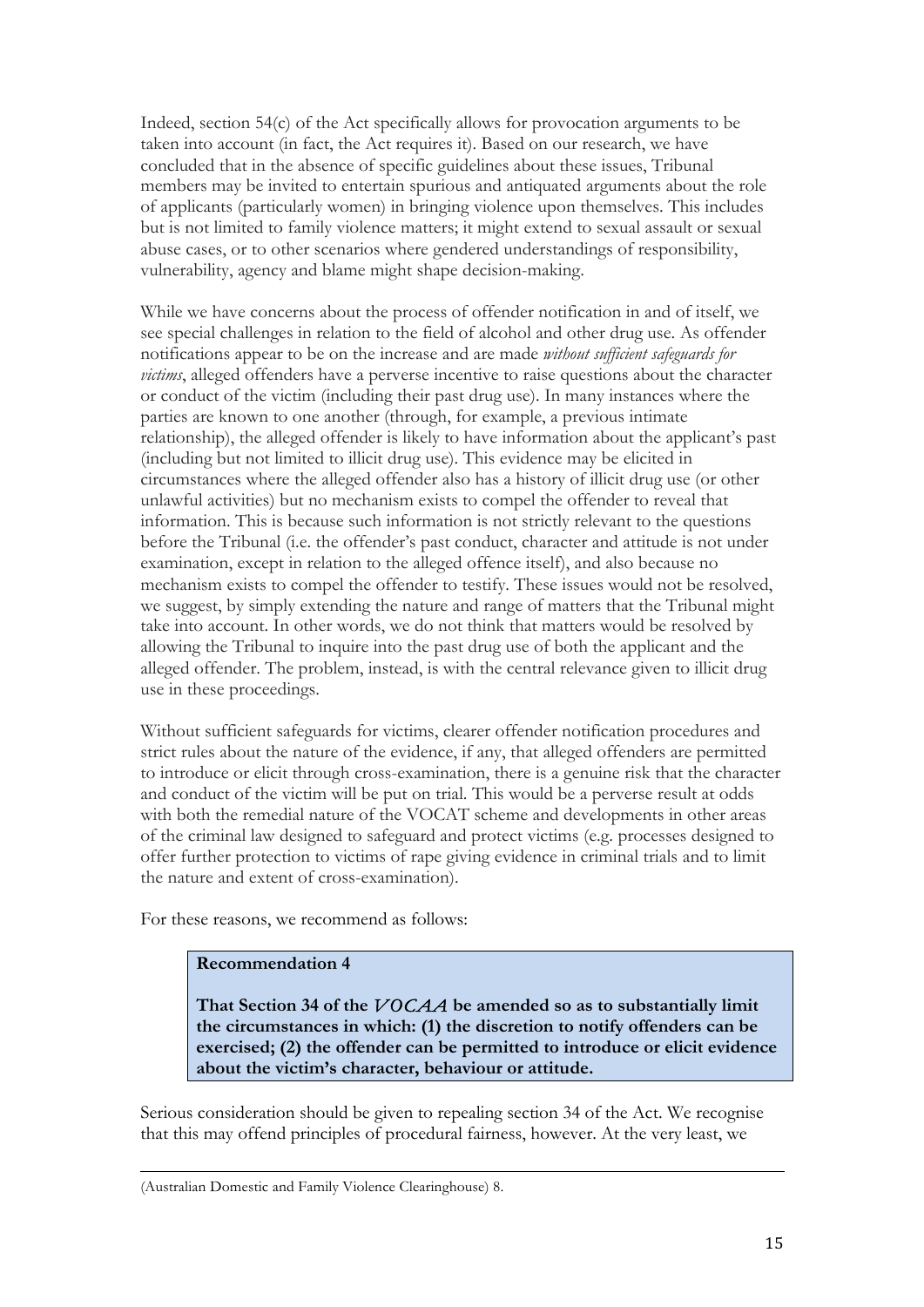Indeed, section 54(c) of the Act specifically allows for provocation arguments to be taken into account (in fact, the Act requires it). Based on our research, we have concluded that in the absence of specific guidelines about these issues, Tribunal members may be invited to entertain spurious and antiquated arguments about the role of applicants (particularly women) in bringing violence upon themselves. This includes but is not limited to family violence matters; it might extend to sexual assault or sexual abuse cases, or to other scenarios where gendered understandings of responsibility, vulnerability, agency and blame might shape decision-making.

While we have concerns about the process of offender notification in and of itself, we see special challenges in relation to the field of alcohol and other drug use. As offender notifications appear to be on the increase and are made *without sufficient safeguards for victims*, alleged offenders have a perverse incentive to raise questions about the character or conduct of the victim (including their past drug use). In many instances where the parties are known to one another (through, for example, a previous intimate relationship), the alleged offender is likely to have information about the applicant's past (including but not limited to illicit drug use). This evidence may be elicited in circumstances where the alleged offender also has a history of illicit drug use (or other unlawful activities) but no mechanism exists to compel the offender to reveal that information. This is because such information is not strictly relevant to the questions before the Tribunal (i.e. the offender's past conduct, character and attitude is not under examination, except in relation to the alleged offence itself), and also because no mechanism exists to compel the offender to testify. These issues would not be resolved, we suggest, by simply extending the nature and range of matters that the Tribunal might take into account. In other words, we do not think that matters would be resolved by allowing the Tribunal to inquire into the past drug use of both the applicant and the alleged offender. The problem, instead, is with the central relevance given to illicit drug use in these proceedings.

Without sufficient safeguards for victims, clearer offender notification procedures and strict rules about the nature of the evidence, if any, that alleged offenders are permitted to introduce or elicit through cross-examination, there is a genuine risk that the character and conduct of the victim will be put on trial. This would be a perverse result at odds with both the remedial nature of the VOCAT scheme and developments in other areas of the criminal law designed to safeguard and protect victims (e.g. processes designed to offer further protection to victims of rape giving evidence in criminal trials and to limit the nature and extent of cross-examination).

For these reasons, we recommend as follows:

> **Recommendation 4**
>
> **That Section 34 of the *VOCAA* be amended so as to substantially limit the circumstances in which: (1) the discretion to notify offenders can be exercised; (2) the offender can be permitted to introduce or elicit evidence about the victim's character, behaviour or attitude.**

Serious consideration should be given to repealing section 34 of the Act. We recognise that this may offend principles of procedural fairness, however. At the very least, we

---

(Australian Domestic and Family Violence Clearinghouse) 8.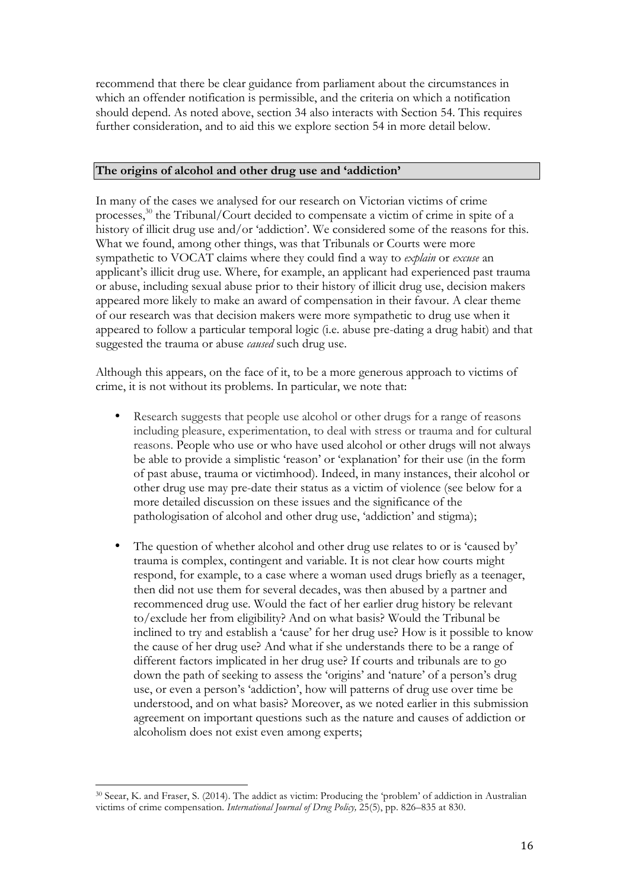recommend that there be clear guidance from parliament about the circumstances in which an offender notification is permissible, and the criteria on which a notification should depend. As noted above, section 34 also interacts with Section 54. This requires further consideration, and to aid this we explore section 54 in more detail below.

## The origins of alcohol and other drug use and 'addiction'

In many of the cases we analysed for our research on Victorian victims of crime processes,[30] the Tribunal/Court decided to compensate a victim of crime in spite of a history of illicit drug use and/or 'addiction'. We considered some of the reasons for this. What we found, among other things, was that Tribunals or Courts were more sympathetic to VOCAT claims where they could find a way to *explain* or *excuse* an applicant's illicit drug use. Where, for example, an applicant had experienced past trauma or abuse, including sexual abuse prior to their history of illicit drug use, decision makers appeared more likely to make an award of compensation in their favour. A clear theme of our research was that decision makers were more sympathetic to drug use when it appeared to follow a particular temporal logic (i.e. abuse pre-dating a drug habit) and that suggested the trauma or abuse *caused* such drug use.

Although this appears, on the face of it, to be a more generous approach to victims of crime, it is not without its problems. In particular, we note that:

- Research suggests that people use alcohol or other drugs for a range of reasons including pleasure, experimentation, to deal with stress or trauma and for cultural reasons. People who use or who have used alcohol or other drugs will not always be able to provide a simplistic 'reason' or 'explanation' for their use (in the form of past abuse, trauma or victimhood). Indeed, in many instances, their alcohol or other drug use may pre-date their status as a victim of violence (see below for a more detailed discussion on these issues and the significance of the pathologisation of alcohol and other drug use, 'addiction' and stigma);

- The question of whether alcohol and other drug use relates to or is 'caused by' trauma is complex, contingent and variable. It is not clear how courts might respond, for example, to a case where a woman used drugs briefly as a teenager, then did not use them for several decades, was then abused by a partner and recommenced drug use. Would the fact of her earlier drug history be relevant to/exclude her from eligibility? And on what basis? Would the Tribunal be inclined to try and establish a 'cause' for her drug use? How is it possible to know the cause of her drug use? And what if she understands there to be a range of different factors implicated in her drug use? If courts and tribunals are to go down the path of seeking to assess the 'origins' and 'nature' of a person's drug use, or even a person's 'addiction', how will patterns of drug use over time be understood, and on what basis? Moreover, as we noted earlier in this submission agreement on important questions such as the nature and causes of addiction or alcoholism does not exist even among experts;

---

[30] Seear, K. and Fraser, S. (2014). The addict as victim: Producing the 'problem' of addiction in Australian victims of crime compensation. *International Journal of Drug Policy,* 25(5), pp. 826–835 at 830.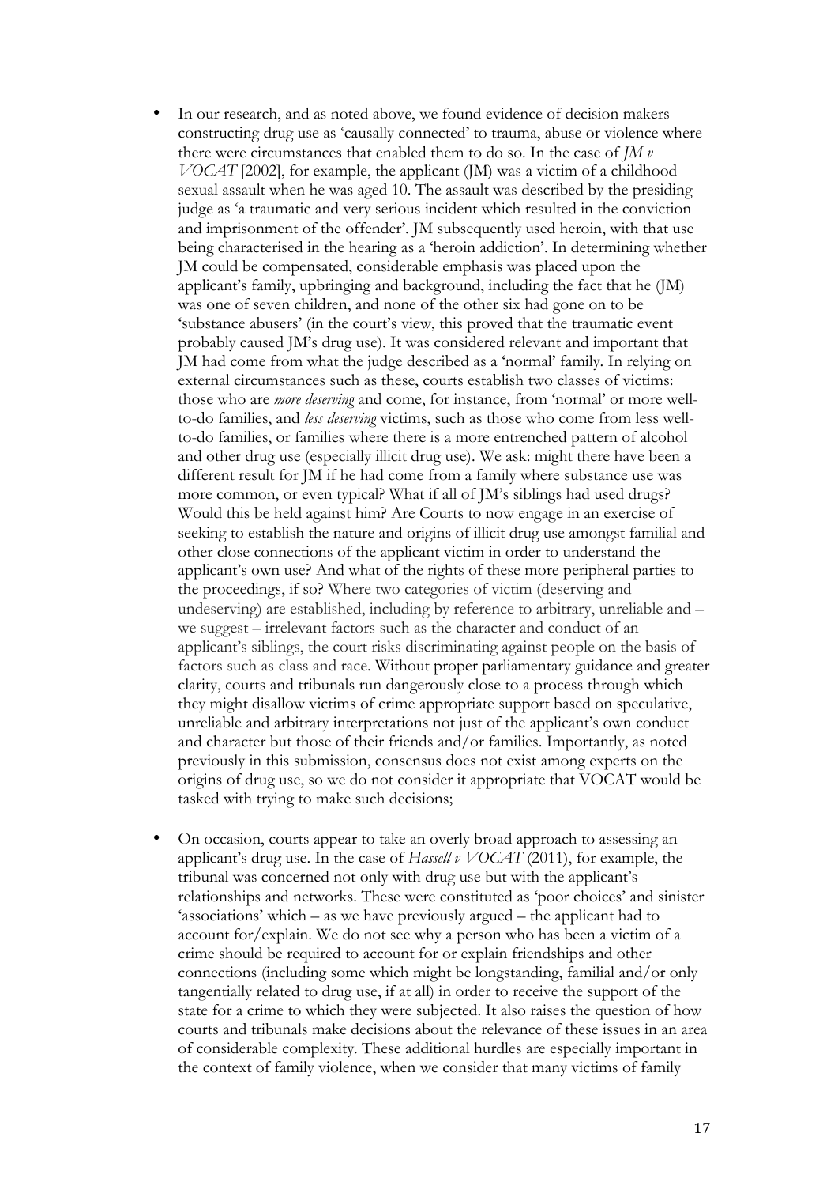- In our research, and as noted above, we found evidence of decision makers constructing drug use as 'causally connected' to trauma, abuse or violence where there were circumstances that enabled them to do so. In the case of *JM v VOCAT* [2002], for example, the applicant (JM) was a victim of a childhood sexual assault when he was aged 10. The assault was described by the presiding judge as 'a traumatic and very serious incident which resulted in the conviction and imprisonment of the offender'. JM subsequently used heroin, with that use being characterised in the hearing as a 'heroin addiction'. In determining whether JM could be compensated, considerable emphasis was placed upon the applicant's family, upbringing and background, including the fact that he (JM) was one of seven children, and none of the other six had gone on to be 'substance abusers' (in the court's view, this proved that the traumatic event probably caused JM's drug use). It was considered relevant and important that JM had come from what the judge described as a 'normal' family. In relying on external circumstances such as these, courts establish two classes of victims: those who are *more deserving* and come, for instance, from 'normal' or more well-to-do families, and *less deserving* victims, such as those who come from less well-to-do families, or families where there is a more entrenched pattern of alcohol and other drug use (especially illicit drug use). We ask: might there have been a different result for JM if he had come from a family where substance use was more common, or even typical? What if all of JM's siblings had used drugs? Would this be held against him? Are Courts to now engage in an exercise of seeking to establish the nature and origins of illicit drug use amongst familial and other close connections of the applicant victim in order to understand the applicant's own use? And what of the rights of these more peripheral parties to the proceedings, if so? Where two categories of victim (deserving and undeserving) are established, including by reference to arbitrary, unreliable and – we suggest – irrelevant factors such as the character and conduct of an applicant's siblings, the court risks discriminating against people on the basis of factors such as class and race. Without proper parliamentary guidance and greater clarity, courts and tribunals run dangerously close to a process through which they might disallow victims of crime appropriate support based on speculative, unreliable and arbitrary interpretations not just of the applicant's own conduct and character but those of their friends and/or families. Importantly, as noted previously in this submission, consensus does not exist among experts on the origins of drug use, so we do not consider it appropriate that VOCAT would be tasked with trying to make such decisions;

- On occasion, courts appear to take an overly broad approach to assessing an applicant's drug use. In the case of *Hassell v VOCAT* (2011), for example, the tribunal was concerned not only with drug use but with the applicant's relationships and networks. These were constituted as 'poor choices' and sinister 'associations' which – as we have previously argued – the applicant had to account for/explain. We do not see why a person who has been a victim of a crime should be required to account for or explain friendships and other connections (including some which might be longstanding, familial and/or only tangentially related to drug use, if at all) in order to receive the support of the state for a crime to which they were subjected. It also raises the question of how courts and tribunals make decisions about the relevance of these issues in an area of considerable complexity. These additional hurdles are especially important in the context of family violence, when we consider that many victims of family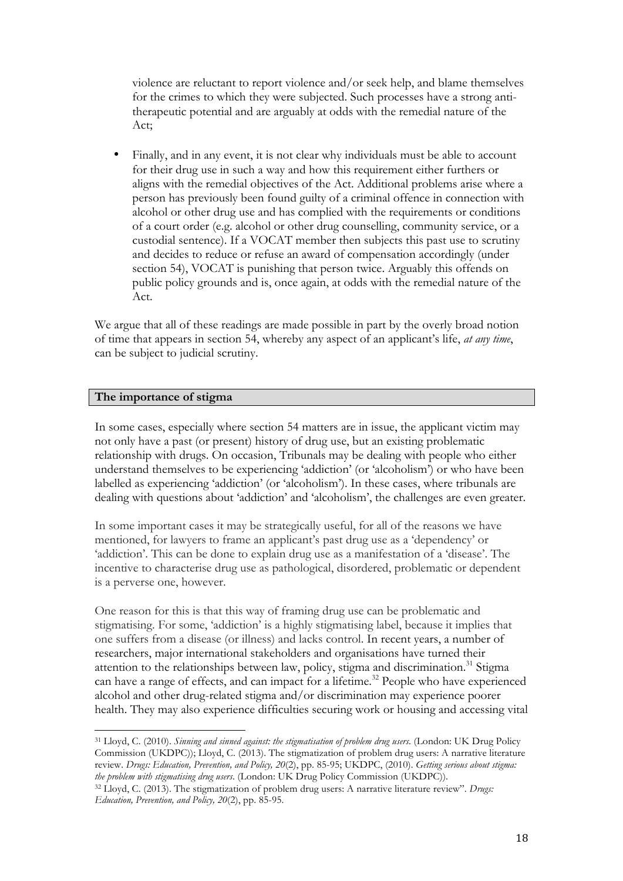violence are reluctant to report violence and/or seek help, and blame themselves for the crimes to which they were subjected. Such processes have a strong anti-therapeutic potential and are arguably at odds with the remedial nature of the Act;

- Finally, and in any event, it is not clear why individuals must be able to account for their drug use in such a way and how this requirement either furthers or aligns with the remedial objectives of the Act. Additional problems arise where a person has previously been found guilty of a criminal offence in connection with alcohol or other drug use and has complied with the requirements or conditions of a court order (e.g. alcohol or other drug counselling, community service, or a custodial sentence). If a VOCAT member then subjects this past use to scrutiny and decides to reduce or refuse an award of compensation accordingly (under section 54), VOCAT is punishing that person twice. Arguably this offends on public policy grounds and is, once again, at odds with the remedial nature of the Act.

We argue that all of these readings are made possible in part by the overly broad notion of time that appears in section 54, whereby any aspect of an applicant's life, *at any time*, can be subject to judicial scrutiny.

## The importance of stigma

In some cases, especially where section 54 matters are in issue, the applicant victim may not only have a past (or present) history of drug use, but an existing problematic relationship with drugs. On occasion, Tribunals may be dealing with people who either understand themselves to be experiencing 'addiction' (or 'alcoholism') or who have been labelled as experiencing 'addiction' (or 'alcoholism'). In these cases, where tribunals are dealing with questions about 'addiction' and 'alcoholism', the challenges are even greater.

In some important cases it may be strategically useful, for all of the reasons we have mentioned, for lawyers to frame an applicant's past drug use as a 'dependency' or 'addiction'. This can be done to explain drug use as a manifestation of a 'disease'. The incentive to characterise drug use as pathological, disordered, problematic or dependent is a perverse one, however.

One reason for this is that this way of framing drug use can be problematic and stigmatising. For some, 'addiction' is a highly stigmatising label, because it implies that one suffers from a disease (or illness) and lacks control. In recent years, a number of researchers, major international stakeholders and organisations have turned their attention to the relationships between law, policy, stigma and discrimination.[31] Stigma can have a range of effects, and can impact for a lifetime.[32] People who have experienced alcohol and other drug-related stigma and/or discrimination may experience poorer health. They may also experience difficulties securing work or housing and accessing vital

---

[31] Lloyd, C. (2010). *Sinning and sinned against: the stigmatisation of problem drug users.* (London: UK Drug Policy Commission (UKDPC)); Lloyd, C. (2013). The stigmatization of problem drug users: A narrative literature review. *Drugs: Education, Prevention, and Policy, 20*(2), pp. 85-95; UKDPC, (2010). *Getting serious about stigma: the problem with stigmatising drug users.* (London: UK Drug Policy Commission (UKDPC)).

[32] Lloyd, C. (2013). The stigmatization of problem drug users: A narrative literature review". *Drugs: Education, Prevention, and Policy, 20*(2), pp. 85-95.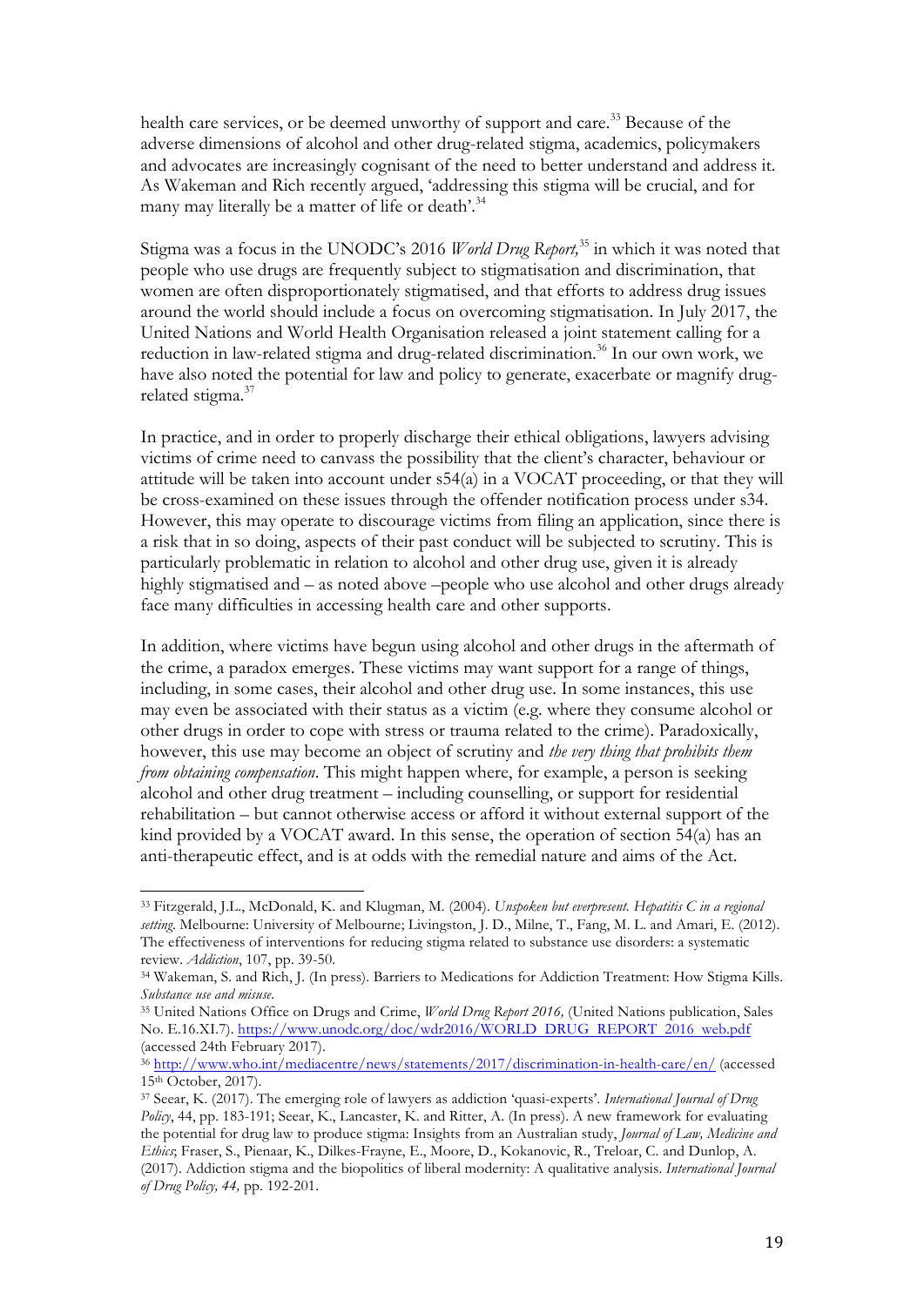health care services, or be deemed unworthy of support and care.[33] Because of the adverse dimensions of alcohol and other drug-related stigma, academics, policymakers and advocates are increasingly cognisant of the need to better understand and address it. As Wakeman and Rich recently argued, 'addressing this stigma will be crucial, and for many may literally be a matter of life or death'.[34]

Stigma was a focus in the UNODC's 2016 *World Drug Report,*[35] in which it was noted that people who use drugs are frequently subject to stigmatisation and discrimination, that women are often disproportionately stigmatised, and that efforts to address drug issues around the world should include a focus on overcoming stigmatisation. In July 2017, the United Nations and World Health Organisation released a joint statement calling for a reduction in law-related stigma and drug-related discrimination.[36] In our own work, we have also noted the potential for law and policy to generate, exacerbate or magnify drug-related stigma.[37]

In practice, and in order to properly discharge their ethical obligations, lawyers advising victims of crime need to canvass the possibility that the client's character, behaviour or attitude will be taken into account under s54(a) in a VOCAT proceeding, or that they will be cross-examined on these issues through the offender notification process under s34. However, this may operate to discourage victims from filing an application, since there is a risk that in so doing, aspects of their past conduct will be subjected to scrutiny. This is particularly problematic in relation to alcohol and other drug use, given it is already highly stigmatised and – as noted above –people who use alcohol and other drugs already face many difficulties in accessing health care and other supports.

In addition, where victims have begun using alcohol and other drugs in the aftermath of the crime, a paradox emerges. These victims may want support for a range of things, including, in some cases, their alcohol and other drug use. In some instances, this use may even be associated with their status as a victim (e.g. where they consume alcohol or other drugs in order to cope with stress or trauma related to the crime). Paradoxically, however, this use may become an object of scrutiny and *the very thing that prohibits them from obtaining compensation*. This might happen where, for example, a person is seeking alcohol and other drug treatment – including counselling, or support for residential rehabilitation – but cannot otherwise access or afford it without external support of the kind provided by a VOCAT award. In this sense, the operation of section 54(a) has an anti-therapeutic effect, and is at odds with the remedial nature and aims of the Act.

---

[33] Fitzgerald, J.L., McDonald, K. and Klugman, M. (2004). *Unspoken but everpresent. Hepatitis C in a regional setting.* Melbourne: University of Melbourne; Livingston, J. D., Milne, T., Fang, M. L. and Amari, E. (2012). The effectiveness of interventions for reducing stigma related to substance use disorders: a systematic review. *Addiction*, 107, pp. 39-50.

[34] Wakeman, S. and Rich, J. (In press). Barriers to Medications for Addiction Treatment: How Stigma Kills. *Substance use and misuse.*

[35] United Nations Office on Drugs and Crime, *World Drug Report 2016,* (United Nations publication, Sales No. E.16.XI.7). https://www.unodc.org/doc/wdr2016/WORLD_DRUG_REPORT_2016_web.pdf (accessed 24th February 2017).

[36] http://www.who.int/mediacentre/news/statements/2017/discrimination-in-health-care/en/ (accessed 15th October, 2017).

[37] Seear, K. (2017). The emerging role of lawyers as addiction 'quasi-experts'. *International Journal of Drug Policy*, 44, pp. 183-191; Seear, K., Lancaster, K. and Ritter, A. (In press). A new framework for evaluating the potential for drug law to produce stigma: Insights from an Australian study, *Journal of Law, Medicine and Ethics*; Fraser, S., Pienaar, K., Dilkes-Frayne, E., Moore, D., Kokanovic, R., Treloar, C. and Dunlop, A. (2017). Addiction stigma and the biopolitics of liberal modernity: A qualitative analysis. *International Journal of Drug Policy, 44,* pp. 192-201.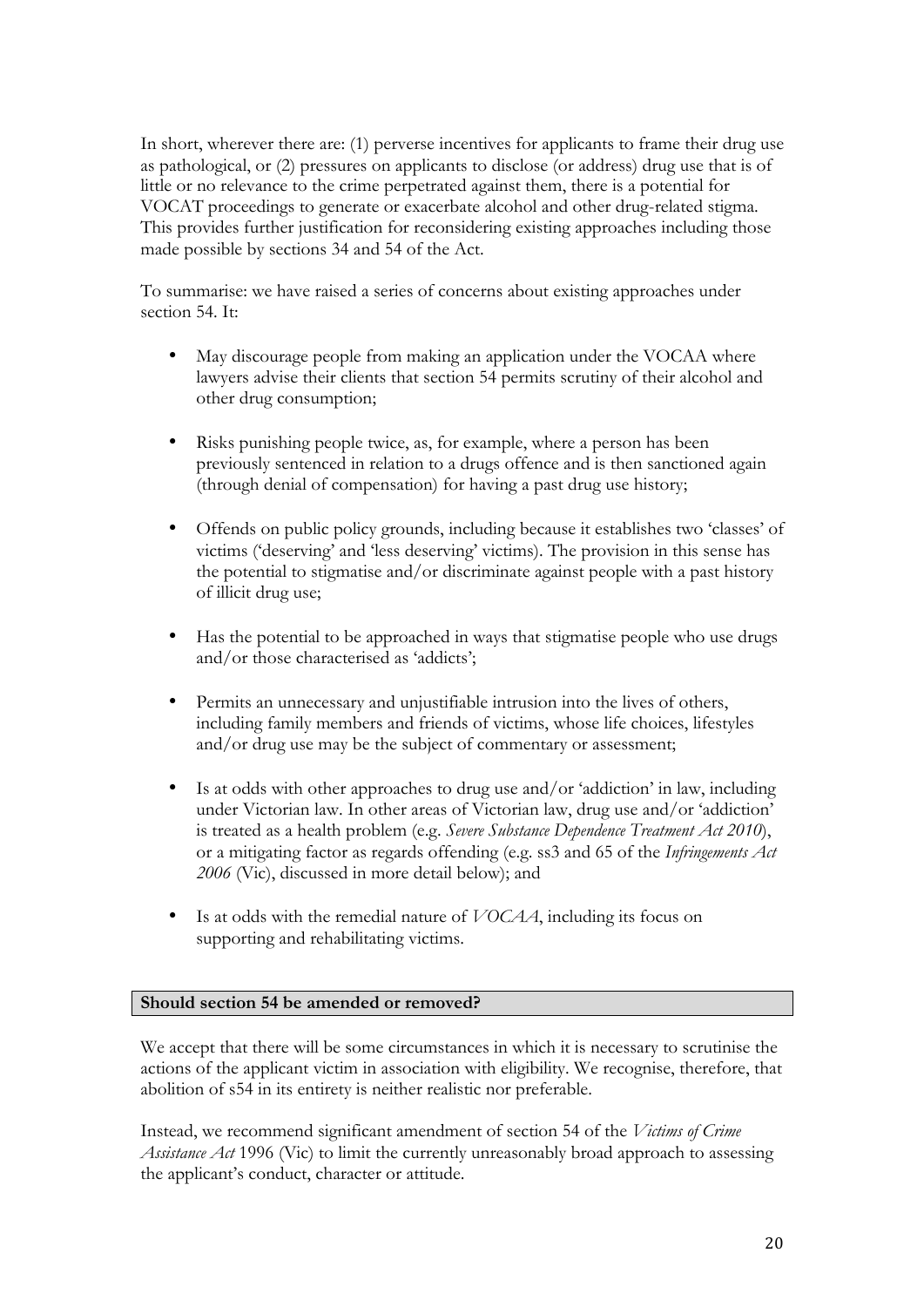In short, wherever there are: (1) perverse incentives for applicants to frame their drug use as pathological, or (2) pressures on applicants to disclose (or address) drug use that is of little or no relevance to the crime perpetrated against them, there is a potential for VOCAT proceedings to generate or exacerbate alcohol and other drug-related stigma. This provides further justification for reconsidering existing approaches including those made possible by sections 34 and 54 of the Act.

To summarise: we have raised a series of concerns about existing approaches under section 54. It:

- May discourage people from making an application under the VOCAA where lawyers advise their clients that section 54 permits scrutiny of their alcohol and other drug consumption;
- Risks punishing people twice, as, for example, where a person has been previously sentenced in relation to a drugs offence and is then sanctioned again (through denial of compensation) for having a past drug use history;
- Offends on public policy grounds, including because it establishes two 'classes' of victims ('deserving' and 'less deserving' victims). The provision in this sense has the potential to stigmatise and/or discriminate against people with a past history of illicit drug use;
- Has the potential to be approached in ways that stigmatise people who use drugs and/or those characterised as 'addicts';
- Permits an unnecessary and unjustifiable intrusion into the lives of others, including family members and friends of victims, whose life choices, lifestyles and/or drug use may be the subject of commentary or assessment;
- Is at odds with other approaches to drug use and/or 'addiction' in law, including under Victorian law. In other areas of Victorian law, drug use and/or 'addiction' is treated as a health problem (e.g. *Severe Substance Dependence Treatment Act 2010*), or a mitigating factor as regards offending (e.g. ss3 and 65 of the *Infringements Act 2006* (Vic), discussed in more detail below); and
- Is at odds with the remedial nature of *VOCAA*, including its focus on supporting and rehabilitating victims.

## Should section 54 be amended or removed?

We accept that there will be some circumstances in which it is necessary to scrutinise the actions of the applicant victim in association with eligibility. We recognise, therefore, that abolition of s54 in its entirety is neither realistic nor preferable.

Instead, we recommend significant amendment of section 54 of the *Victims of Crime Assistance Act* 1996 (Vic) to limit the currently unreasonably broad approach to assessing the applicant's conduct, character or attitude.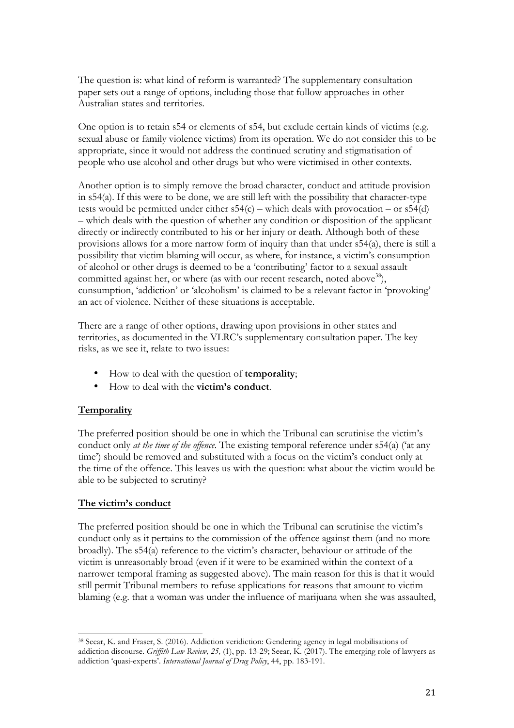The question is: what kind of reform is warranted? The supplementary consultation paper sets out a range of options, including those that follow approaches in other Australian states and territories.

One option is to retain s54 or elements of s54, but exclude certain kinds of victims (e.g. sexual abuse or family violence victims) from its operation. We do not consider this to be appropriate, since it would not address the continued scrutiny and stigmatisation of people who use alcohol and other drugs but who were victimised in other contexts.

Another option is to simply remove the broad character, conduct and attitude provision in s54(a). If this were to be done, we are still left with the possibility that character-type tests would be permitted under either s54(c) – which deals with provocation – or s54(d) – which deals with the question of whether any condition or disposition of the applicant directly or indirectly contributed to his or her injury or death. Although both of these provisions allows for a more narrow form of inquiry than that under s54(a), there is still a possibility that victim blaming will occur, as where, for instance, a victim's consumption of alcohol or other drugs is deemed to be a 'contributing' factor to a sexual assault committed against her, or where (as with our recent research, noted above[38]), consumption, 'addiction' or 'alcoholism' is claimed to be a relevant factor in 'provoking' an act of violence. Neither of these situations is acceptable.

There are a range of other options, drawing upon provisions in other states and territories, as documented in the VLRC's supplementary consultation paper. The key risks, as we see it, relate to two issues:

- How to deal with the question of **temporality**;
- How to deal with the **victim's conduct**.

## Temporality

The preferred position should be one in which the Tribunal can scrutinise the victim's conduct only *at the time of the offence*. The existing temporal reference under s54(a) ('at any time') should be removed and substituted with a focus on the victim's conduct only at the time of the offence. This leaves us with the question: what about the victim would be able to be subjected to scrutiny?

## The victim's conduct

The preferred position should be one in which the Tribunal can scrutinise the victim's conduct only as it pertains to the commission of the offence against them (and no more broadly). The s54(a) reference to the victim's character, behaviour or attitude of the victim is unreasonably broad (even if it were to be examined within the context of a narrower temporal framing as suggested above). The main reason for this is that it would still permit Tribunal members to refuse applications for reasons that amount to victim blaming (e.g. that a woman was under the influence of marijuana when she was assaulted,

---

[38] Seear, K. and Fraser, S. (2016). Addiction veridiction: Gendering agency in legal mobilisations of addiction discourse. *Griffith Law Review, 25,* (1), pp. 13-29; Seear, K. (2017). The emerging role of lawyers as addiction 'quasi-experts'. *International Journal of Drug Policy*, 44, pp. 183-191.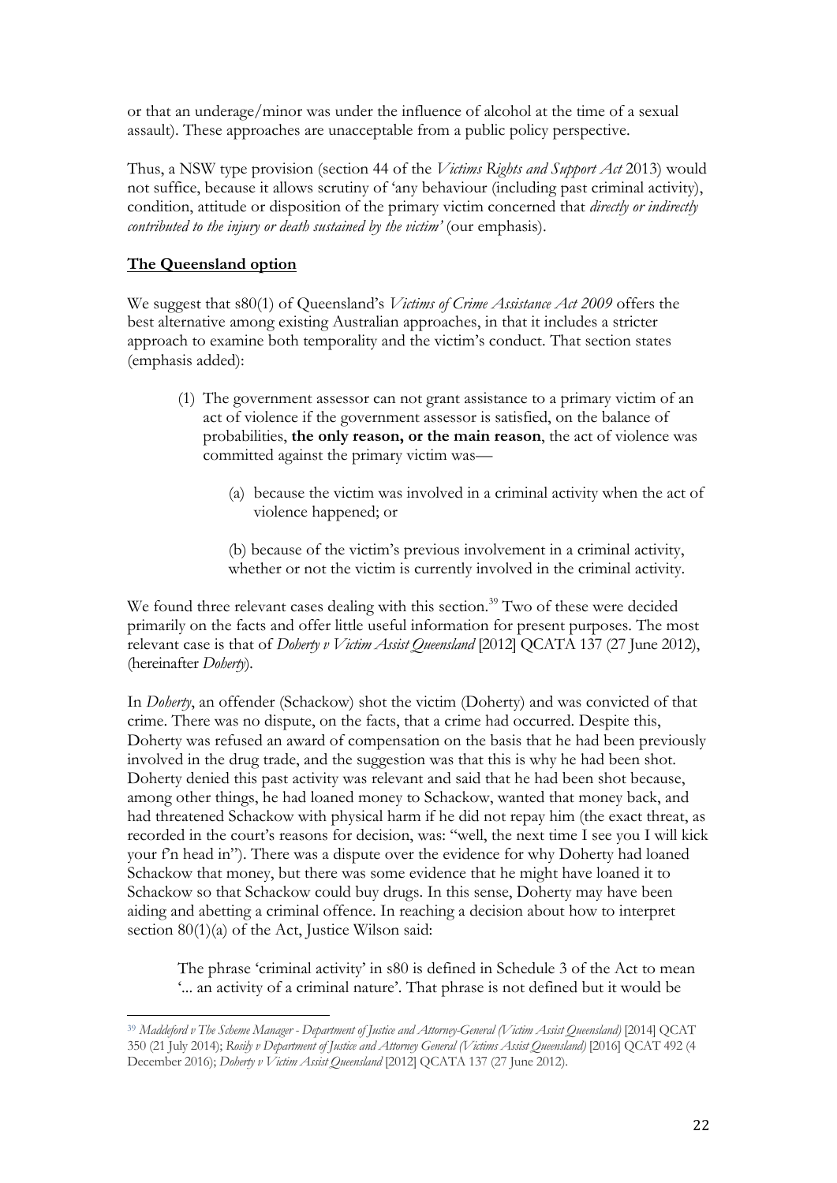or that an underage/minor was under the influence of alcohol at the time of a sexual assault). These approaches are unacceptable from a public policy perspective.

Thus, a NSW type provision (section 44 of the *Victims Rights and Support Act* 2013) would not suffice, because it allows scrutiny of 'any behaviour (including past criminal activity), condition, attitude or disposition of the primary victim concerned that *directly or indirectly contributed to the injury or death sustained by the victim'* (our emphasis).

## The Queensland option

We suggest that s80(1) of Queensland's *Victims of Crime Assistance Act 2009* offers the best alternative among existing Australian approaches, in that it includes a stricter approach to examine both temporality and the victim's conduct. That section states (emphasis added):

> (1) The government assessor can not grant assistance to a primary victim of an act of violence if the government assessor is satisfied, on the balance of probabilities, **the only reason, or the main reason**, the act of violence was committed against the primary victim was—
>
> (a) because the victim was involved in a criminal activity when the act of violence happened; or
>
> (b) because of the victim's previous involvement in a criminal activity, whether or not the victim is currently involved in the criminal activity.

We found three relevant cases dealing with this section.[39] Two of these were decided primarily on the facts and offer little useful information for present purposes. The most relevant case is that of *Doherty v Victim Assist Queensland* [2012] QCATA 137 (27 June 2012), (hereinafter *Doherty*).

In *Doherty*, an offender (Schackow) shot the victim (Doherty) and was convicted of that crime. There was no dispute, on the facts, that a crime had occurred. Despite this, Doherty was refused an award of compensation on the basis that he had been previously involved in the drug trade, and the suggestion was that this is why he had been shot. Doherty denied this past activity was relevant and said that he had been shot because, among other things, he had loaned money to Schackow, wanted that money back, and had threatened Schackow with physical harm if he did not repay him (the exact threat, as recorded in the court's reasons for decision, was: "well, the next time I see you I will kick your f'n head in"). There was a dispute over the evidence for why Doherty had loaned Schackow that money, but there was some evidence that he might have loaned it to Schackow so that Schackow could buy drugs. In this sense, Doherty may have been aiding and abetting a criminal offence. In reaching a decision about how to interpret section 80(1)(a) of the Act, Justice Wilson said:

> The phrase 'criminal activity' in s80 is defined in Schedule 3 of the Act to mean '... an activity of a criminal nature'. That phrase is not defined but it would be

[39] *Maddeford v The Scheme Manager - Department of Justice and Attorney-General (Victim Assist Queensland)* [2014] QCAT 350 (21 July 2014); *Rosily v Department of Justice and Attorney General (Victims Assist Queensland)* [2016] QCAT 492 (4 December 2016); *Doherty v Victim Assist Queensland* [2012] QCATA 137 (27 June 2012).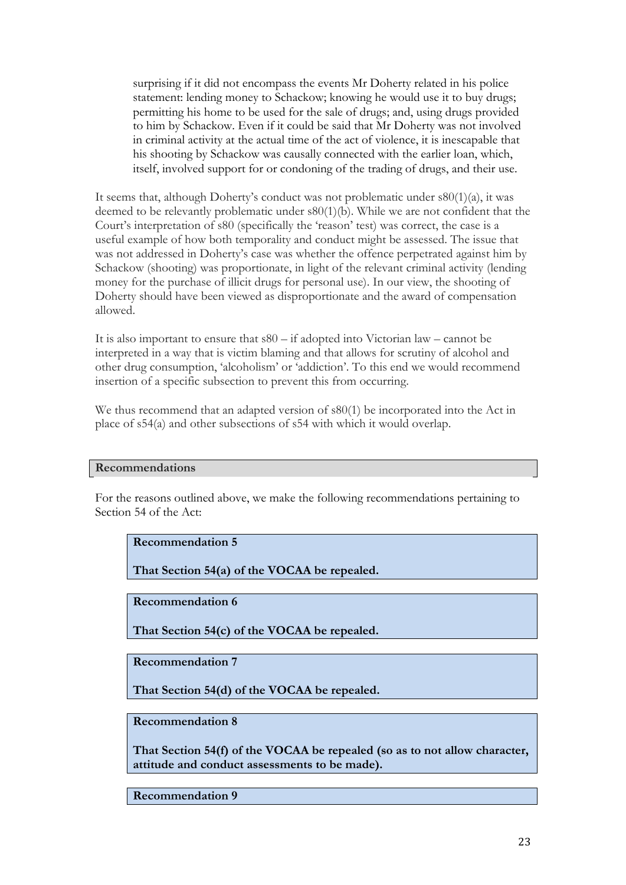> surprising if it did not encompass the events Mr Doherty related in his police statement: lending money to Schackow; knowing he would use it to buy drugs; permitting his home to be used for the sale of drugs; and, using drugs provided to him by Schackow. Even if it could be said that Mr Doherty was not involved in criminal activity at the actual time of the act of violence, it is inescapable that his shooting by Schackow was causally connected with the earlier loan, which, itself, involved support for or condoning of the trading of drugs, and their use.

It seems that, although Doherty's conduct was not problematic under s80(1)(a), it was deemed to be relevantly problematic under s80(1)(b). While we are not confident that the Court's interpretation of s80 (specifically the 'reason' test) was correct, the case is a useful example of how both temporality and conduct might be assessed. The issue that was not addressed in Doherty's case was whether the offence perpetrated against him by Schackow (shooting) was proportionate, in light of the relevant criminal activity (lending money for the purchase of illicit drugs for personal use). In our view, the shooting of Doherty should have been viewed as disproportionate and the award of compensation allowed.

It is also important to ensure that s80 – if adopted into Victorian law – cannot be interpreted in a way that is victim blaming and that allows for scrutiny of alcohol and other drug consumption, 'alcoholism' or 'addiction'. To this end we would recommend insertion of a specific subsection to prevent this from occurring.

We thus recommend that an adapted version of s80(1) be incorporated into the Act in place of s54(a) and other subsections of s54 with which it would overlap.

### Recommendations

For the reasons outlined above, we make the following recommendations pertaining to Section 54 of the Act:

**Recommendation 5**

**That Section 54(a) of the VOCAA be repealed.**

**Recommendation 6**

**That Section 54(c) of the VOCAA be repealed.**

**Recommendation 7**

**That Section 54(d) of the VOCAA be repealed.**

**Recommendation 8**

**That Section 54(f) of the VOCAA be repealed (so as to not allow character, attitude and conduct assessments to be made).**

**Recommendation 9**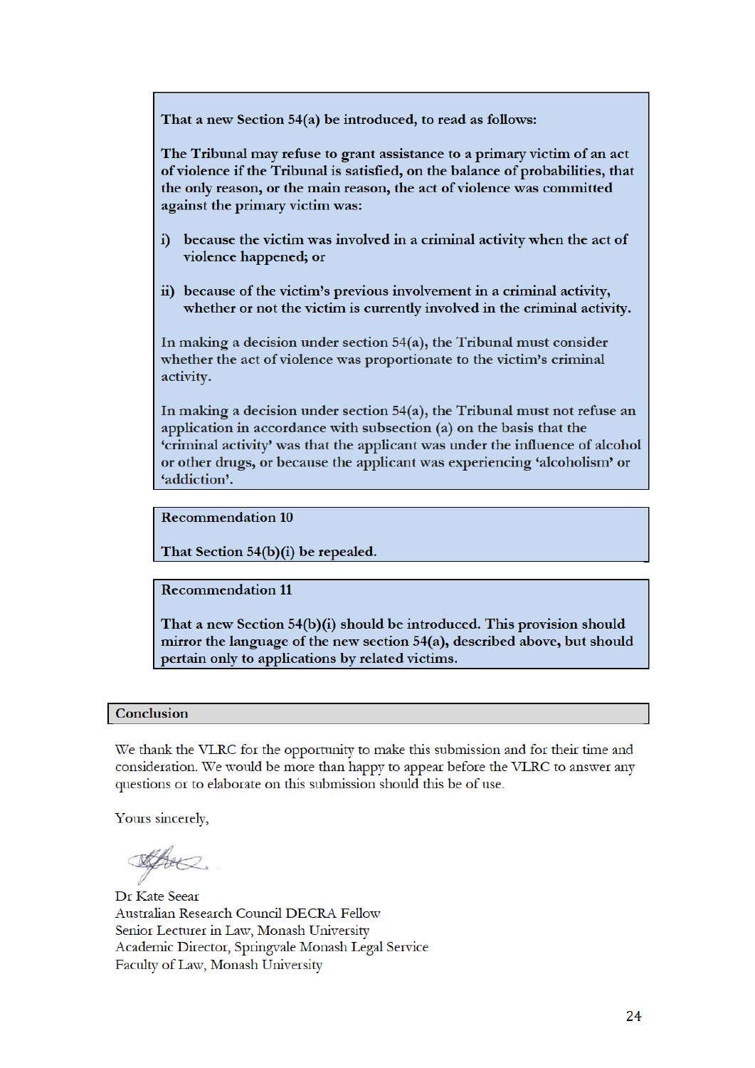**That a new Section 54(a) be introduced, to read as follows:**

**The Tribunal may refuse to grant assistance to a primary victim of an act of violence if the Tribunal is satisfied, on the balance of probabilities, that the only reason, or the main reason, the act of violence was committed against the primary victim was:**

**i) because the victim was involved in a criminal activity when the act of violence happened; or**

**ii) because of the victim's previous involvement in a criminal activity, whether or not the victim is currently involved in the criminal activity.**

In making a decision under section 54(a), the Tribunal must consider whether the act of violence was proportionate to the victim's criminal activity.

In making a decision under section 54(a), the Tribunal must not refuse an application in accordance with subsection (a) on the basis that the 'criminal activity' was that the applicant was under the influence of alcohol or other drugs, or because the applicant was experiencing 'alcoholism' or 'addiction'.

**Recommendation 10**

**That Section 54(b)(i) be repealed.**

**Recommendation 11**

**That a new Section 54(b)(i) should be introduced. This provision should mirror the language of the new section 54(a), described above, but should pertain only to applications by related victims.**

## Conclusion

We thank the VLRC for the opportunity to make this submission and for their time and consideration. We would be more than happy to appear before the VLRC to answer any questions or to elaborate on this submission should this be of use.

Yours sincerely,

Dr Kate Seear
Australian Research Council DECRA Fellow
Senior Lecturer in Law, Monash University
Academic Director, Springvale Monash Legal Service
Faculty of Law, Monash University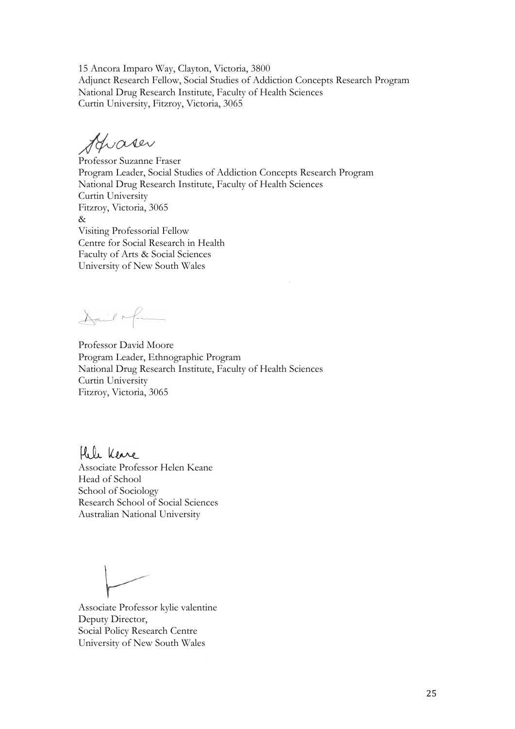15 Ancora Imparo Way, Clayton, Victoria, 3800
Adjunct Research Fellow, Social Studies of Addiction Concepts Research Program
National Drug Research Institute, Faculty of Health Sciences
Curtin University, Fitzroy, Victoria, 3065

Professor Suzanne Fraser
Program Leader, Social Studies of Addiction Concepts Research Program
National Drug Research Institute, Faculty of Health Sciences
Curtin University
Fitzroy, Victoria, 3065
&
Visiting Professorial Fellow
Centre for Social Research in Health
Faculty of Arts & Social Sciences
University of New South Wales

Professor David Moore
Program Leader, Ethnographic Program
National Drug Research Institute, Faculty of Health Sciences
Curtin University
Fitzroy, Victoria, 3065

Associate Professor Helen Keane
Head of School
School of Sociology
Research School of Social Sciences
Australian National University

Associate Professor kylie valentine
Deputy Director,
Social Policy Research Centre
University of New South Wales